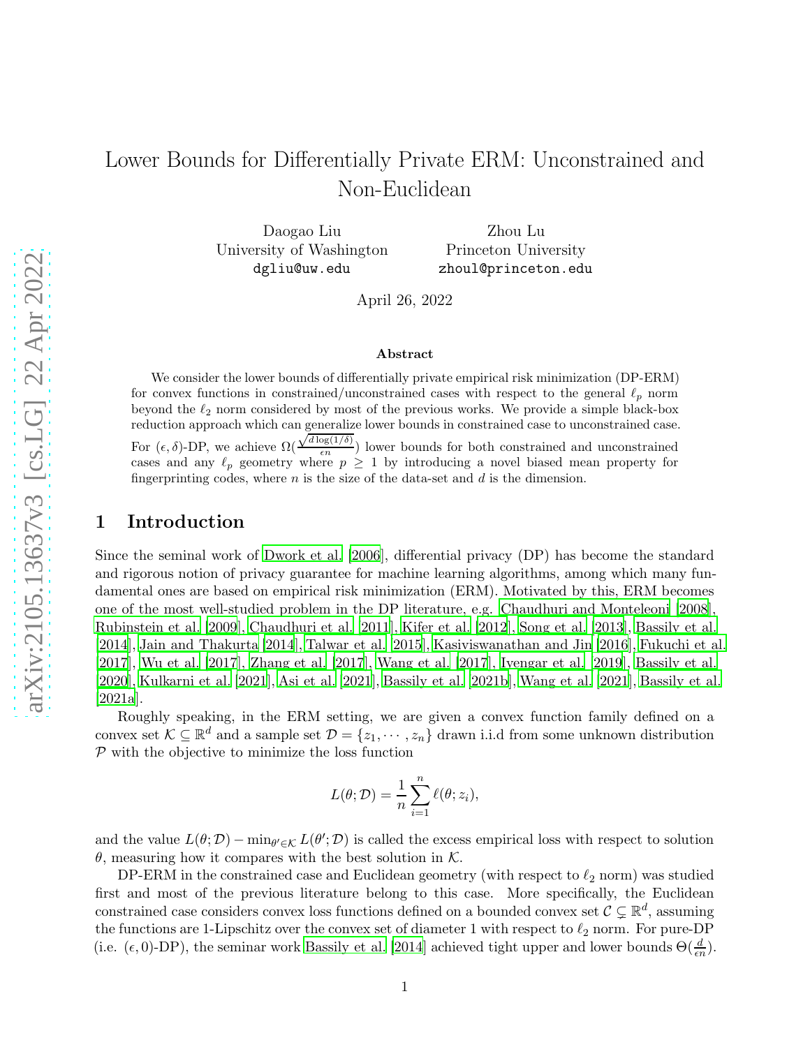# Lower Bounds for Differentially Private ERM: Unconstrained and Non-Euclidean

Daogao Liu
University of Washington
dgliu@uw.edu

Zhou Lu
Princeton University
zhoul@princeton.edu

April 26, 2022

### Abstract

We consider the lower bounds of differentially private empirical risk minimization (DP-ERM) for convex functions in constrained/unconstrained cases with respect to the general $\ell_p$ norm beyond the $\ell_2$ norm considered by most of the previous works. We provide a simple black-box reduction approach which can generalize lower bounds in constrained case to unconstrained case. For $(\epsilon, \delta)$-DP, we achieve $\Omega(\frac{\sqrt{d\log(1/\delta)}}{\epsilon n})$ lower bounds for both constrained and unconstrained cases and any $\ell_p$ geometry where $p \geq 1$ by introducing a novel biased mean property for fingerprinting codes, where $n$ is the size of the data-set and $d$ is the dimension.

## 1 Introduction

Since the seminal work of Dwork et al. [2006], differential privacy (DP) has become the standard and rigorous notion of privacy guarantee for machine learning algorithms, among which many fundamental ones are based on empirical risk minimization (ERM). Motivated by this, ERM becomes one of the most well-studied problem in the DP literature, e.g. Chaudhuri and Monteleoni [2008], Rubinstein et al. [2009], Chaudhuri et al. [2011], Kifer et al. [2012], Song et al. [2013], Bassily et al. [2014], Jain and Thakurta [2014], Talwar et al. [2015], Kasiviswanathan and Jin [2016], Fukuchi et al. [2017], Wu et al. [2017], Zhang et al. [2017], Wang et al. [2017], Iyengar et al. [2019], Bassily et al. [2020], Kulkarni et al. [2021], Asi et al. [2021], Bassily et al. [2021b], Wang et al. [2021], Bassily et al. [2021a].

Roughly speaking, in the ERM setting, we are given a convex function family defined on a convex set $\mathcal{K} \subseteq \mathbb{R}^d$ and a sample set $\mathcal{D} = \{z_1, \cdots, z_n\}$ drawn i.i.d from some unknown distribution $\mathcal{P}$ with the objective to minimize the loss function

$$L(\theta; \mathcal{D}) = \frac{1}{n}\sum_{i=1}^{n} \ell(\theta; z_i),$$

and the value $L(\theta; \mathcal{D}) - \min_{\theta' \in \mathcal{K}} L(\theta'; \mathcal{D})$ is called the excess empirical loss with respect to solution $\theta$, measuring how it compares with the best solution in $\mathcal{K}$.

DP-ERM in the constrained case and Euclidean geometry (with respect to $\ell_2$ norm) was studied first and most of the previous literature belong to this case. More specifically, the Euclidean constrained case considers convex loss functions defined on a bounded convex set $\mathcal{C} \subsetneq \mathbb{R}^d$, assuming the functions are 1-Lipschitz over the convex set of diameter 1 with respect to $\ell_2$ norm. For pure-DP (i.e. $(\epsilon, 0)$-DP), the seminar work Bassily et al. [2014] achieved tight upper and lower bounds $\Theta(\frac{d}{\epsilon n})$.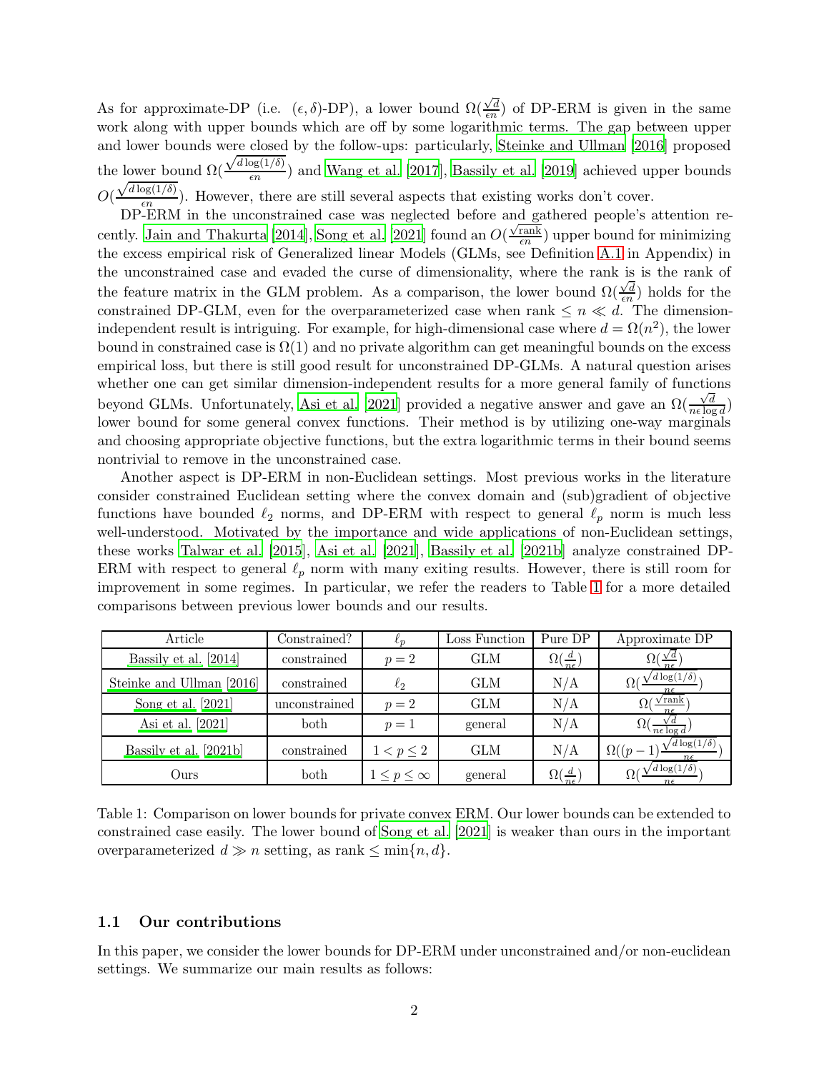As for approximate-DP (i.e. $(\epsilon, \delta)$-DP), a lower bound $\Omega(\frac{\sqrt{d}}{\epsilon n})$ of DP-ERM is given in the same work along with upper bounds which are off by some logarithmic terms. The gap between upper and lower bounds were closed by the follow-ups: particularly, Steinke and Ullman [2016] proposed the lower bound $\Omega(\frac{\sqrt{d\log(1/\delta)}}{\epsilon n})$ and Wang et al. [2017], Bassily et al. [2019] achieved upper bounds $O(\frac{\sqrt{d\log(1/\delta)}}{\epsilon n})$. However, there are still several aspects that existing works don't cover.

DP-ERM in the unconstrained case was neglected before and gathered people's attention recently. Jain and Thakurta [2014], Song et al. [2021] found an $O(\frac{\sqrt{\text{rank}}}{\epsilon n})$ upper bound for minimizing the excess empirical risk of Generalized linear Models (GLMs, see Definition A.1 in Appendix) in the unconstrained case and evaded the curse of dimensionality, where the rank is is the rank of the feature matrix in the GLM problem. As a comparison, the lower bound $\Omega(\frac{\sqrt{d}}{\epsilon n})$ holds for the constrained DP-GLM, even for the overparameterized case when rank $\leq n \ll d$. The dimension-independent result is intriguing. For example, for high-dimensional case where $d = \Omega(n^2)$, the lower bound in constrained case is $\Omega(1)$ and no private algorithm can get meaningful bounds on the excess empirical loss, but there is still good result for unconstrained DP-GLMs. A natural question arises whether one can get similar dimension-independent results for a more general family of functions beyond GLMs. Unfortunately, Asi et al. [2021] provided a negative answer and gave an $\Omega(\frac{\sqrt{d}}{n\epsilon \log d})$ lower bound for some general convex functions. Their method is by utilizing one-way marginals and choosing appropriate objective functions, but the extra logarithmic terms in their bound seems nontrivial to remove in the unconstrained case.

Another aspect is DP-ERM in non-Euclidean settings. Most previous works in the literature consider constrained Euclidean setting where the convex domain and (sub)gradient of objective functions have bounded $\ell_2$ norms, and DP-ERM with respect to general $\ell_p$ norm is much less well-understood. Motivated by the importance and wide applications of non-Euclidean settings, these works Talwar et al. [2015], Asi et al. [2021], Bassily et al. [2021b] analyze constrained DP-ERM with respect to general $\ell_p$ norm with many exiting results. However, there is still room for improvement in some regimes. In particular, we refer the readers to Table 1 for a more detailed comparisons between previous lower bounds and our results.

| Article | Constrained? | $\ell_p$ | Loss Function | Pure DP | Approximate DP |
|---|---|---|---|---|---|
| Bassily et al. [2014] | constrained | $p = 2$ | GLM | $\Omega(\frac{d}{n\epsilon})$ | $\Omega(\frac{\sqrt{d}}{n\epsilon})$ |
| Steinke and Ullman [2016] | constrained | $\ell_2$ | GLM | N/A | $\Omega(\frac{\sqrt{d\log(1/\delta)}}{n\epsilon})$ |
| Song et al. [2021] | unconstrained | $p = 2$ | GLM | N/A | $\Omega(\frac{\sqrt{\text{rank}}}{n\epsilon})$ |
| Asi et al. [2021] | both | $p = 1$ | general | N/A | $\Omega(\frac{\sqrt{d}}{n\epsilon \log d})$ |
| Bassily et al. [2021b] | constrained | $1 < p \leq 2$ | GLM | N/A | $\Omega((p-1)\frac{\sqrt{d\log(1/\delta)}}{n\epsilon})$ |
| Ours | both | $1 \leq p \leq \infty$ | general | $\Omega(\frac{d}{n\epsilon})$ | $\Omega(\frac{\sqrt{d\log(1/\delta)}}{n\epsilon})$ |

Table 1: Comparison on lower bounds for private convex ERM. Our lower bounds can be extended to constrained case easily. The lower bound of Song et al. [2021] is weaker than ours in the important overparameterized $d \gg n$ setting, as rank $\leq \min\{n, d\}$.

### 1.1 Our contributions

In this paper, we consider the lower bounds for DP-ERM under unconstrained and/or non-euclidean settings. We summarize our main results as follows: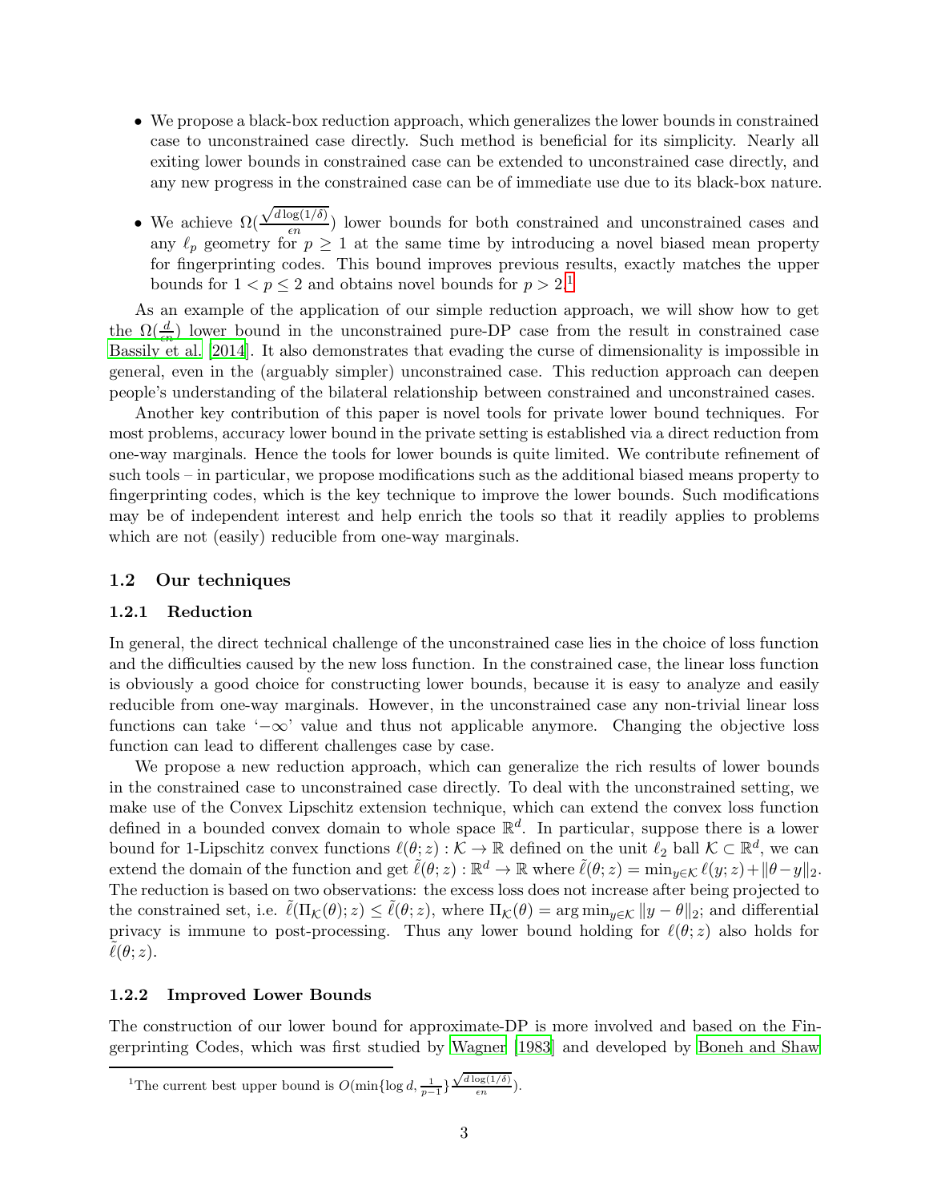- We propose a black-box reduction approach, which generalizes the lower bounds in constrained case to unconstrained case directly. Such method is beneficial for its simplicity. Nearly all exiting lower bounds in constrained case can be extended to unconstrained case directly, and any new progress in the constrained case can be of immediate use due to its black-box nature.
- We achieve $\Omega(\frac{\sqrt{d\log(1/\delta)}}{\epsilon n})$ lower bounds for both constrained and unconstrained cases and any $\ell_p$ geometry for $p \geq 1$ at the same time by introducing a novel biased mean property for fingerprinting codes. This bound improves previous results, exactly matches the upper bounds for $1 < p \leq 2$ and obtains novel bounds for $p > 2$.[1]

As an example of the application of our simple reduction approach, we will show how to get the $\Omega(\frac{d}{\epsilon n})$ lower bound in the unconstrained pure-DP case from the result in constrained case Bassily et al. [2014]. It also demonstrates that evading the curse of dimensionality is impossible in general, even in the (arguably simpler) unconstrained case. This reduction approach can deepen people's understanding of the bilateral relationship between constrained and unconstrained cases.

Another key contribution of this paper is novel tools for private lower bound techniques. For most problems, accuracy lower bound in the private setting is established via a direct reduction from one-way marginals. Hence the tools for lower bounds is quite limited. We contribute refinement of such tools – in particular, we propose modifications such as the additional biased means property to fingerprinting codes, which is the key technique to improve the lower bounds. Such modifications may be of independent interest and help enrich the tools so that it readily applies to problems which are not (easily) reducible from one-way marginals.

## 1.2 Our techniques

### 1.2.1 Reduction

In general, the direct technical challenge of the unconstrained case lies in the choice of loss function and the difficulties caused by the new loss function. In the constrained case, the linear loss function is obviously a good choice for constructing lower bounds, because it is easy to analyze and easily reducible from one-way marginals. However, in the unconstrained case any non-trivial linear loss functions can take '$-\infty$' value and thus not applicable anymore. Changing the objective loss function can lead to different challenges case by case.

We propose a new reduction approach, which can generalize the rich results of lower bounds in the constrained case to unconstrained case directly. To deal with the unconstrained setting, we make use of the Convex Lipschitz extension technique, which can extend the convex loss function defined in a bounded convex domain to whole space $\mathbb{R}^d$. In particular, suppose there is a lower bound for 1-Lipschitz convex functions $\ell(\theta; z) : \mathcal{K} \to \mathbb{R}$ defined on the unit $\ell_2$ ball $\mathcal{K} \subset \mathbb{R}^d$, we can extend the domain of the function and get $\tilde{\ell}(\theta; z) : \mathbb{R}^d \to \mathbb{R}$ where $\tilde{\ell}(\theta; z) = \min_{y\in\mathcal{K}} \ell(y; z) + \|\theta - y\|_2$. The reduction is based on two observations: the excess loss does not increase after being projected to the constrained set, i.e. $\tilde{\ell}(\Pi_{\mathcal{K}}(\theta); z) \leq \tilde{\ell}(\theta; z)$, where $\Pi_{\mathcal{K}}(\theta) = \arg\min_{y\in\mathcal{K}} \|y - \theta\|_2$; and differential privacy is immune to post-processing. Thus any lower bound holding for $\ell(\theta; z)$ also holds for $\tilde{\ell}(\theta; z)$.

### 1.2.2 Improved Lower Bounds

The construction of our lower bound for approximate-DP is more involved and based on the Fingerprinting Codes, which was first studied by Wagner [1983] and developed by Boneh and Shaw

[1] The current best upper bound is $O(\min\{\log d, \frac{1}{p-1}\}\frac{\sqrt{d\log(1/\delta)}}{\epsilon n})$.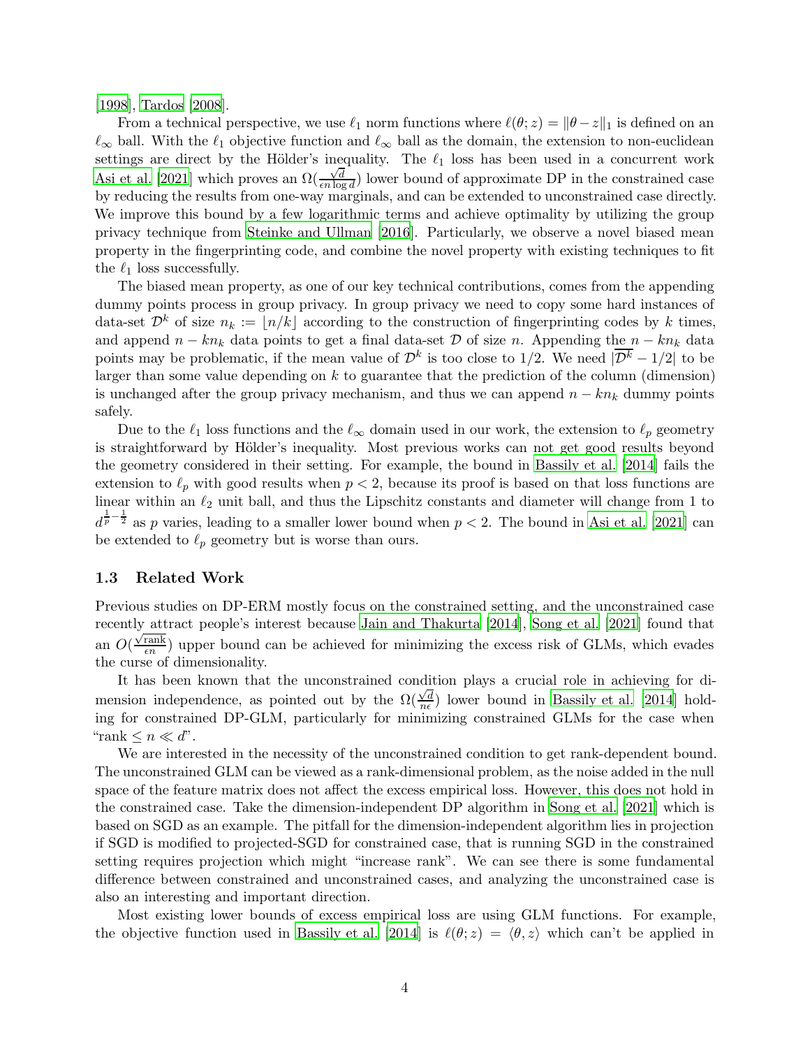[1998], Tardos [2008].

From a technical perspective, we use $\ell_1$ norm functions where $\ell(\theta; z) = \|\theta - z\|_1$ is defined on an $\ell_\infty$ ball. With the $\ell_1$ objective function and $\ell_\infty$ ball as the domain, the extension to non-euclidean settings are direct by the Hölder's inequality. The $\ell_1$ loss has been used in a concurrent work Asi et al. [2021] which proves an $\Omega(\frac{\sqrt{d}}{\epsilon n \log d})$ lower bound of approximate DP in the constrained case by reducing the results from one-way marginals, and can be extended to unconstrained case directly. We improve this bound by a few logarithmic terms and achieve optimality by utilizing the group privacy technique from Steinke and Ullman [2016]. Particularly, we observe a novel biased mean property in the fingerprinting code, and combine the novel property with existing techniques to fit the $\ell_1$ loss successfully.

The biased mean property, as one of our key technical contributions, comes from the appending dummy points process in group privacy. In group privacy we need to copy some hard instances of data-set $\mathcal{D}^k$ of size $n_k := \lfloor n/k \rfloor$ according to the construction of fingerprinting codes by $k$ times, and append $n - kn_k$ data points to get a final data-set $\mathcal{D}$ of size $n$. Appending the $n - kn_k$ data points may be problematic, if the mean value of $\mathcal{D}^k$ is too close to $1/2$. We need $|\overline{\mathcal{D}^k} - 1/2|$ to be larger than some value depending on $k$ to guarantee that the prediction of the column (dimension) is unchanged after the group privacy mechanism, and thus we can append $n - kn_k$ dummy points safely.

Due to the $\ell_1$ loss functions and the $\ell_\infty$ domain used in our work, the extension to $\ell_p$ geometry is straightforward by Hölder's inequality. Most previous works can not get good results beyond the geometry considered in their setting. For example, the bound in Bassily et al. [2014] fails the extension to $\ell_p$ with good results when $p < 2$, because its proof is based on that loss functions are linear within an $\ell_2$ unit ball, and thus the Lipschitz constants and diameter will change from 1 to $d^{\frac{1}{p} - \frac{1}{2}}$ as $p$ varies, leading to a smaller lower bound when $p < 2$. The bound in Asi et al. [2021] can be extended to $\ell_p$ geometry but is worse than ours.

### 1.3 Related Work

Previous studies on DP-ERM mostly focus on the constrained setting, and the unconstrained case recently attract people's interest because Jain and Thakurta [2014], Song et al. [2021] found that an $O(\frac{\sqrt{\text{rank}}}{\epsilon n})$ upper bound can be achieved for minimizing the excess risk of GLMs, which evades the curse of dimensionality.

It has been known that the unconstrained condition plays a crucial role in achieving for dimension independence, as pointed out by the $\Omega(\frac{\sqrt{d}}{n\epsilon})$ lower bound in Bassily et al. [2014] holding for constrained DP-GLM, particularly for minimizing constrained GLMs for the case when "rank $\leq n \ll d$".

We are interested in the necessity of the unconstrained condition to get rank-dependent bound. The unconstrained GLM can be viewed as a rank-dimensional problem, as the noise added in the null space of the feature matrix does not affect the excess empirical loss. However, this does not hold in the constrained case. Take the dimension-independent DP algorithm in Song et al. [2021] which is based on SGD as an example. The pitfall for the dimension-independent algorithm lies in projection if SGD is modified to projected-SGD for constrained case, that is running SGD in the constrained setting requires projection which might "increase rank". We can see there is some fundamental difference between constrained and unconstrained cases, and analyzing the unconstrained case is also an interesting and important direction.

Most existing lower bounds of excess empirical loss are using GLM functions. For example, the objective function used in Bassily et al. [2014] is $\ell(\theta; z) = \langle \theta, z \rangle$ which can't be applied in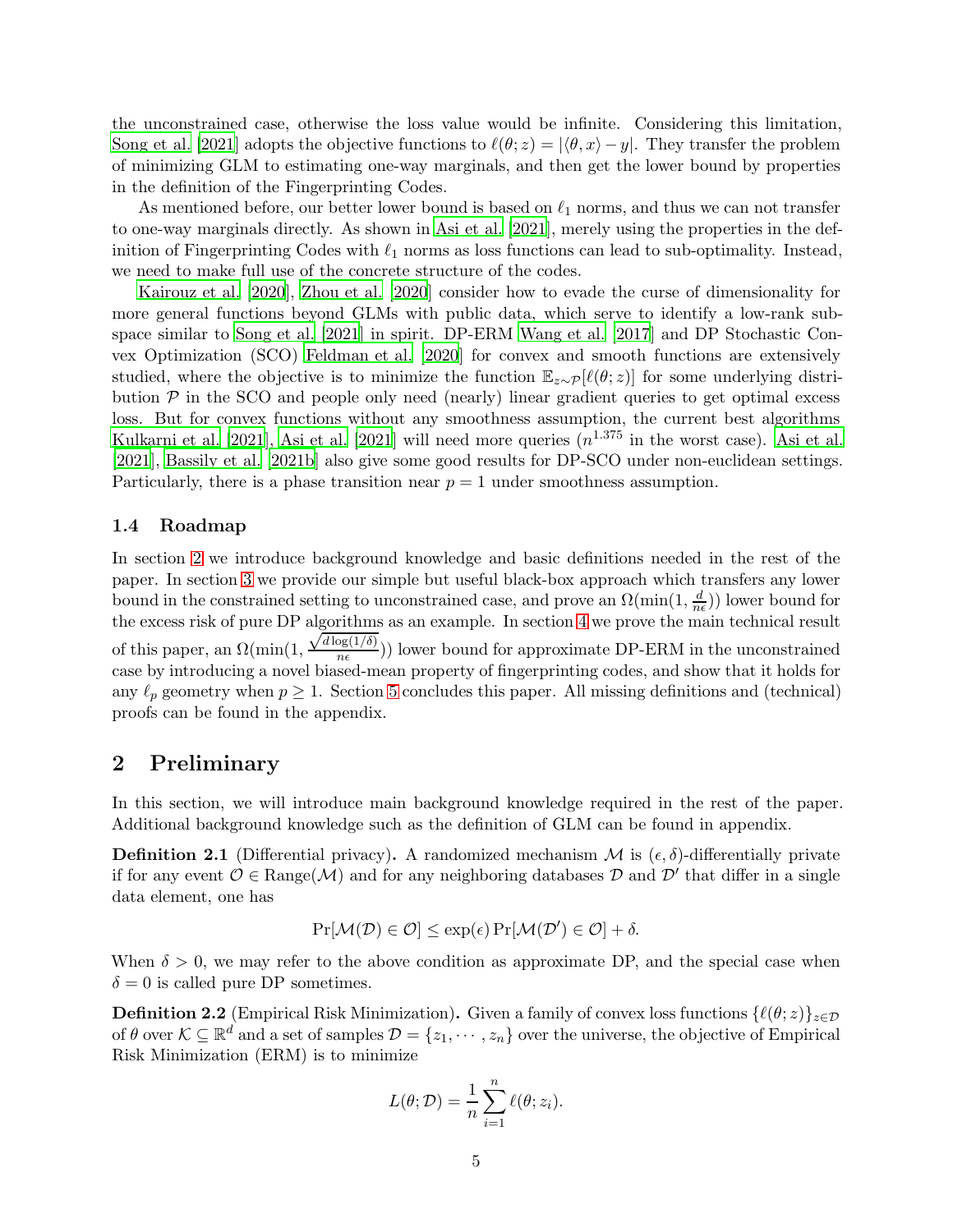the unconstrained case, otherwise the loss value would be infinite. Considering this limitation, Song et al. [2021] adopts the objective functions to $\ell(\theta; z) = |\langle \theta, x \rangle - y|$. They transfer the problem of minimizing GLM to estimating one-way marginals, and then get the lower bound by properties in the definition of the Fingerprinting Codes.

As mentioned before, our better lower bound is based on $\ell_1$ norms, and thus we can not transfer to one-way marginals directly. As shown in Asi et al. [2021], merely using the properties in the definition of Fingerprinting Codes with $\ell_1$ norms as loss functions can lead to sub-optimality. Instead, we need to make full use of the concrete structure of the codes.

Kairouz et al. [2020], Zhou et al. [2020] consider how to evade the curse of dimensionality for more general functions beyond GLMs with public data, which serve to identify a low-rank subspace similar to Song et al. [2021] in spirit. DP-ERM Wang et al. [2017] and DP Stochastic Convex Optimization (SCO) Feldman et al. [2020] for convex and smooth functions are extensively studied, where the objective is to minimize the function $\mathbb{E}_{z\sim\mathcal{P}}[\ell(\theta; z)]$ for some underlying distribution $\mathcal{P}$ in the SCO and people only need (nearly) linear gradient queries to get optimal excess loss. But for convex functions without any smoothness assumption, the current best algorithms Kulkarni et al. [2021], Asi et al. [2021] will need more queries ($n^{1.375}$ in the worst case). Asi et al. [2021], Bassily et al. [2021b] also give some good results for DP-SCO under non-euclidean settings. Particularly, there is a phase transition near $p = 1$ under smoothness assumption.

### 1.4 Roadmap

In section 2 we introduce background knowledge and basic definitions needed in the rest of the paper. In section 3 we provide our simple but useful black-box approach which transfers any lower bound in the constrained setting to unconstrained case, and prove an $\Omega(\min(1, \frac{d}{n\epsilon}))$ lower bound for the excess risk of pure DP algorithms as an example. In section 4 we prove the main technical result of this paper, an $\Omega(\min(1, \frac{\sqrt{d\log(1/\delta)}}{n\epsilon}))$ lower bound for approximate DP-ERM in the unconstrained case by introducing a novel biased-mean property of fingerprinting codes, and show that it holds for any $\ell_p$ geometry when $p \geq 1$. Section 5 concludes this paper. All missing definitions and (technical) proofs can be found in the appendix.

## 2 Preliminary

In this section, we will introduce main background knowledge required in the rest of the paper. Additional background knowledge such as the definition of GLM can be found in appendix.

**Definition 2.1** (Differential privacy)**.** A randomized mechanism $\mathcal{M}$ is $(\epsilon, \delta)$-differentially private if for any event $\mathcal{O} \in \text{Range}(\mathcal{M})$ and for any neighboring databases $\mathcal{D}$ and $\mathcal{D}'$ that differ in a single data element, one has

$$\Pr[\mathcal{M}(\mathcal{D}) \in \mathcal{O}] \leq \exp(\epsilon) \Pr[\mathcal{M}(\mathcal{D}') \in \mathcal{O}] + \delta.$$

When $\delta > 0$, we may refer to the above condition as approximate DP, and the special case when $\delta = 0$ is called pure DP sometimes.

**Definition 2.2** (Empirical Risk Minimization)**.** Given a family of convex loss functions $\{\ell(\theta; z)\}_{z\in\mathcal{D}}$ of $\theta$ over $\mathcal{K} \subseteq \mathbb{R}^d$ and a set of samples $\mathcal{D} = \{z_1, \cdots, z_n\}$ over the universe, the objective of Empirical Risk Minimization (ERM) is to minimize

$$L(\theta; \mathcal{D}) = \frac{1}{n}\sum_{i=1}^{n} \ell(\theta; z_i).$$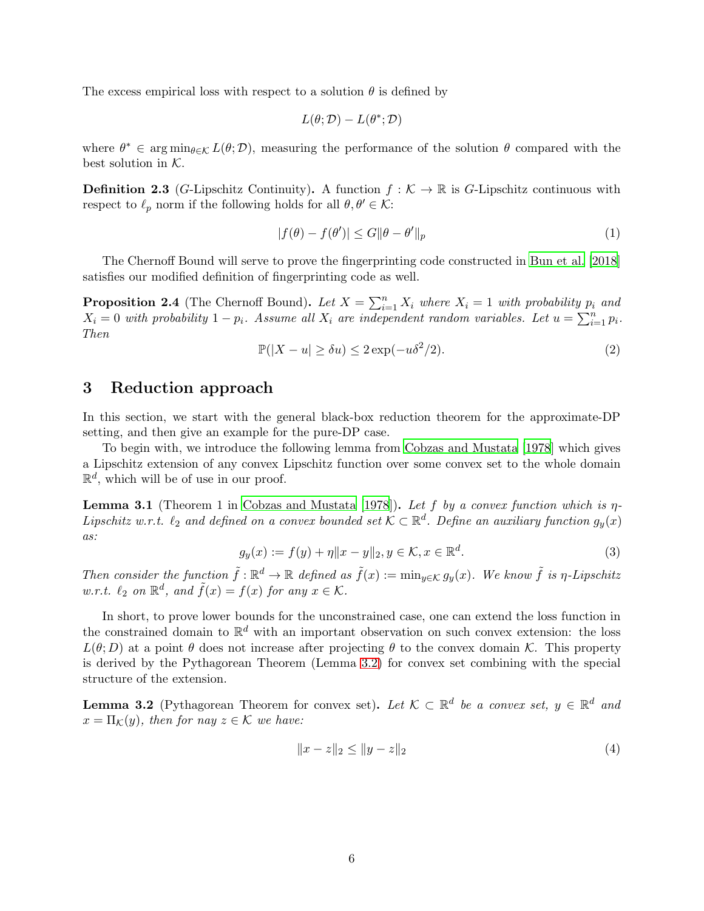The excess empirical loss with respect to a solution $\theta$ is defined by

$$L(\theta; \mathcal{D}) - L(\theta^*; \mathcal{D})$$

where $\theta^* \in \arg\min_{\theta \in \mathcal{K}} L(\theta; \mathcal{D})$, measuring the performance of the solution $\theta$ compared with the best solution in $\mathcal{K}$.

**Definition 2.3** ($G$-Lipschitz Continuity)**.** A function $f : \mathcal{K} \to \mathbb{R}$ is $G$-Lipschitz continuous with respect to $\ell_p$ norm if the following holds for all $\theta, \theta' \in \mathcal{K}$:

$$|f(\theta) - f(\theta')| \leq G\|\theta - \theta'\|_p \tag{1}$$

The Chernoff Bound will serve to prove the fingerprinting code constructed in Bun et al. [2018] satisfies our modified definition of fingerprinting code as well.

**Proposition 2.4** (The Chernoff Bound)**.** *Let $X = \sum_{i=1}^{n} X_i$ where $X_i = 1$ with probability $p_i$ and $X_i = 0$ with probability $1 - p_i$. Assume all $X_i$ are independent random variables. Let $u = \sum_{i=1}^{n} p_i$. Then*

$$\mathbb{P}(|X - u| \geq \delta u) \leq 2\exp(-u\delta^2/2). \tag{2}$$

## 3 Reduction approach

In this section, we start with the general black-box reduction theorem for the approximate-DP setting, and then give an example for the pure-DP case.

To begin with, we introduce the following lemma from Cobzas and Mustata [1978] which gives a Lipschitz extension of any convex Lipschitz function over some convex set to the whole domain $\mathbb{R}^d$, which will be of use in our proof.

**Lemma 3.1** (Theorem 1 in Cobzas and Mustata [1978])**.** *Let $f$ by a convex function which is $\eta$-Lipschitz w.r.t. $\ell_2$ and defined on a convex bounded set $\mathcal{K} \subset \mathbb{R}^d$. Define an auxiliary function $g_y(x)$ as:*

$$g_y(x) := f(y) + \eta\|x - y\|_2, y \in \mathcal{K}, x \in \mathbb{R}^d. \tag{3}$$

*Then consider the function $\tilde{f} : \mathbb{R}^d \to \mathbb{R}$ defined as $\tilde{f}(x) := \min_{y \in \mathcal{K}} g_y(x)$. We know $\tilde{f}$ is $\eta$-Lipschitz w.r.t. $\ell_2$ on $\mathbb{R}^d$, and $\tilde{f}(x) = f(x)$ for any $x \in \mathcal{K}$.*

In short, to prove lower bounds for the unconstrained case, one can extend the loss function in the constrained domain to $\mathbb{R}^d$ with an important observation on such convex extension: the loss $L(\theta; D)$ at a point $\theta$ does not increase after projecting $\theta$ to the convex domain $\mathcal{K}$. This property is derived by the Pythagorean Theorem (Lemma 3.2) for convex set combining with the special structure of the extension.

**Lemma 3.2** (Pythagorean Theorem for convex set)**.** *Let $\mathcal{K} \subset \mathbb{R}^d$ be a convex set, $y \in \mathbb{R}^d$ and $x = \Pi_{\mathcal{K}}(y)$, then for nay $z \in \mathcal{K}$ we have:*

$$\|x - z\|_2 \leq \|y - z\|_2 \tag{4}$$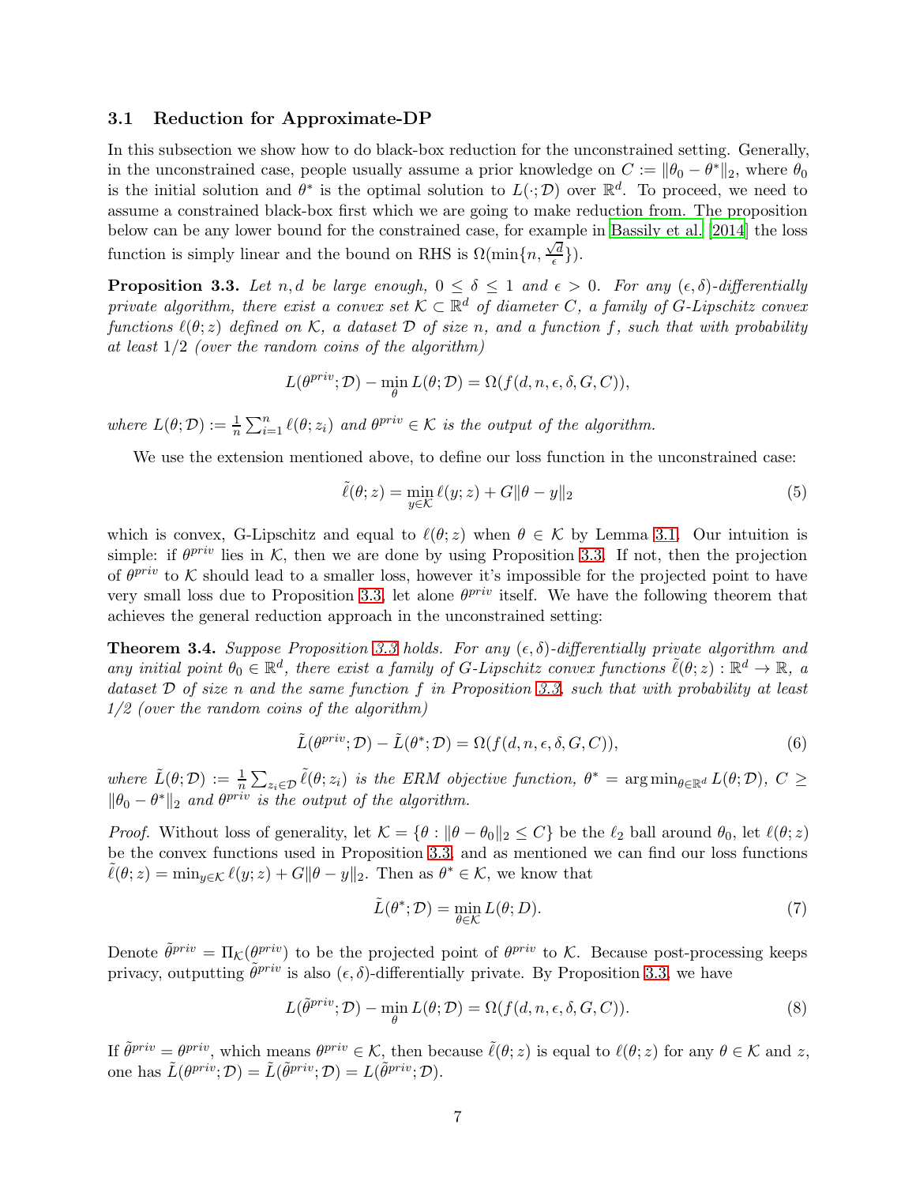### 3.1 Reduction for Approximate-DP

In this subsection we show how to do black-box reduction for the unconstrained setting. Generally, in the unconstrained case, people usually assume a prior knowledge on $C := \|\theta_0 - \theta^*\|_2$, where $\theta_0$ is the initial solution and $\theta^*$ is the optimal solution to $L(\cdot; \mathcal{D})$ over $\mathbb{R}^d$. To proceed, we need to assume a constrained black-box first which we are going to make reduction from. The proposition below can be any lower bound for the constrained case, for example in Bassily et al. [2014] the loss function is simply linear and the bound on RHS is $\Omega(\min\{n, \frac{\sqrt{d}}{\epsilon}\})$.

**Proposition 3.3.** *Let $n, d$ be large enough, $0 \leq \delta \leq 1$ and $\epsilon > 0$. For any $(\epsilon, \delta)$-differentially private algorithm, there exist a convex set $\mathcal{K} \subset \mathbb{R}^d$ of diameter $C$, a family of $G$-Lipschitz convex functions $\ell(\theta; z)$ defined on $\mathcal{K}$, a dataset $\mathcal{D}$ of size $n$, and a function $f$, such that with probability at least $1/2$ (over the random coins of the algorithm)*

$$L(\theta^{priv}; \mathcal{D}) - \min_{\theta} L(\theta; \mathcal{D}) = \Omega(f(d, n, \epsilon, \delta, G, C)),$$

*where $L(\theta; \mathcal{D}) := \frac{1}{n}\sum_{i=1}^{n} \ell(\theta; z_i)$ and $\theta^{priv} \in \mathcal{K}$ is the output of the algorithm.*

We use the extension mentioned above, to define our loss function in the unconstrained case:

$$\tilde{\ell}(\theta; z) = \min_{y \in \mathcal{K}} \ell(y; z) + G\|\theta - y\|_2 \tag{5}$$

which is convex, G-Lipschitz and equal to $\ell(\theta; z)$ when $\theta \in \mathcal{K}$ by Lemma 3.1. Our intuition is simple: if $\theta^{priv}$ lies in $\mathcal{K}$, then we are done by using Proposition 3.3. If not, then the projection of $\theta^{priv}$ to $\mathcal{K}$ should lead to a smaller loss, however it's impossible for the projected point to have very small loss due to Proposition 3.3, let alone $\theta^{priv}$ itself. We have the following theorem that achieves the general reduction approach in the unconstrained setting:

**Theorem 3.4.** *Suppose Proposition 3.3 holds. For any $(\epsilon, \delta)$-differentially private algorithm and any initial point $\theta_0 \in \mathbb{R}^d$, there exist a family of $G$-Lipschitz convex functions $\tilde{\ell}(\theta; z) : \mathbb{R}^d \to \mathbb{R}$, a dataset $\mathcal{D}$ of size $n$ and the same function $f$ in Proposition 3.3, such that with probability at least 1/2 (over the random coins of the algorithm)*

$$\tilde{L}(\theta^{priv}; \mathcal{D}) - \tilde{L}(\theta^*; \mathcal{D}) = \Omega(f(d, n, \epsilon, \delta, G, C)), \tag{6}$$

*where $\tilde{L}(\theta; \mathcal{D}) := \frac{1}{n}\sum_{z_i \in \mathcal{D}} \tilde{\ell}(\theta; z_i)$ is the ERM objective function, $\theta^* = \arg\min_{\theta \in \mathbb{R}^d} L(\theta; \mathcal{D})$, $C \geq \|\theta_0 - \theta^*\|_2$ and $\theta^{priv}$ is the output of the algorithm.*

*Proof.* Without loss of generality, let $\mathcal{K} = \{\theta : \|\theta - \theta_0\|_2 \leq C\}$ be the $\ell_2$ ball around $\theta_0$, let $\ell(\theta; z)$ be the convex functions used in Proposition 3.3, and as mentioned we can find our loss functions $\tilde{\ell}(\theta; z) = \min_{y \in \mathcal{K}} \ell(y; z) + G\|\theta - y\|_2$. Then as $\theta^* \in \mathcal{K}$, we know that

$$\tilde{L}(\theta^*; \mathcal{D}) = \min_{\theta \in \mathcal{K}} L(\theta; D). \tag{7}$$

Denote $\tilde{\theta}^{priv} = \Pi_{\mathcal{K}}(\theta^{priv})$ to be the projected point of $\theta^{priv}$ to $\mathcal{K}$. Because post-processing keeps privacy, outputting $\tilde{\theta}^{priv}$ is also $(\epsilon, \delta)$-differentially private. By Proposition 3.3, we have

$$L(\tilde{\theta}^{priv}; \mathcal{D}) - \min_{\theta} L(\theta; \mathcal{D}) = \Omega(f(d, n, \epsilon, \delta, G, C)). \tag{8}$$

If $\tilde{\theta}^{priv} = \theta^{priv}$, which means $\theta^{priv} \in \mathcal{K}$, then because $\tilde{\ell}(\theta; z)$ is equal to $\ell(\theta; z)$ for any $\theta \in \mathcal{K}$ and $z$, one has $\tilde{L}(\theta^{priv}; \mathcal{D}) = \tilde{L}(\tilde{\theta}^{priv}; \mathcal{D}) = L(\tilde{\theta}^{priv}; \mathcal{D})$.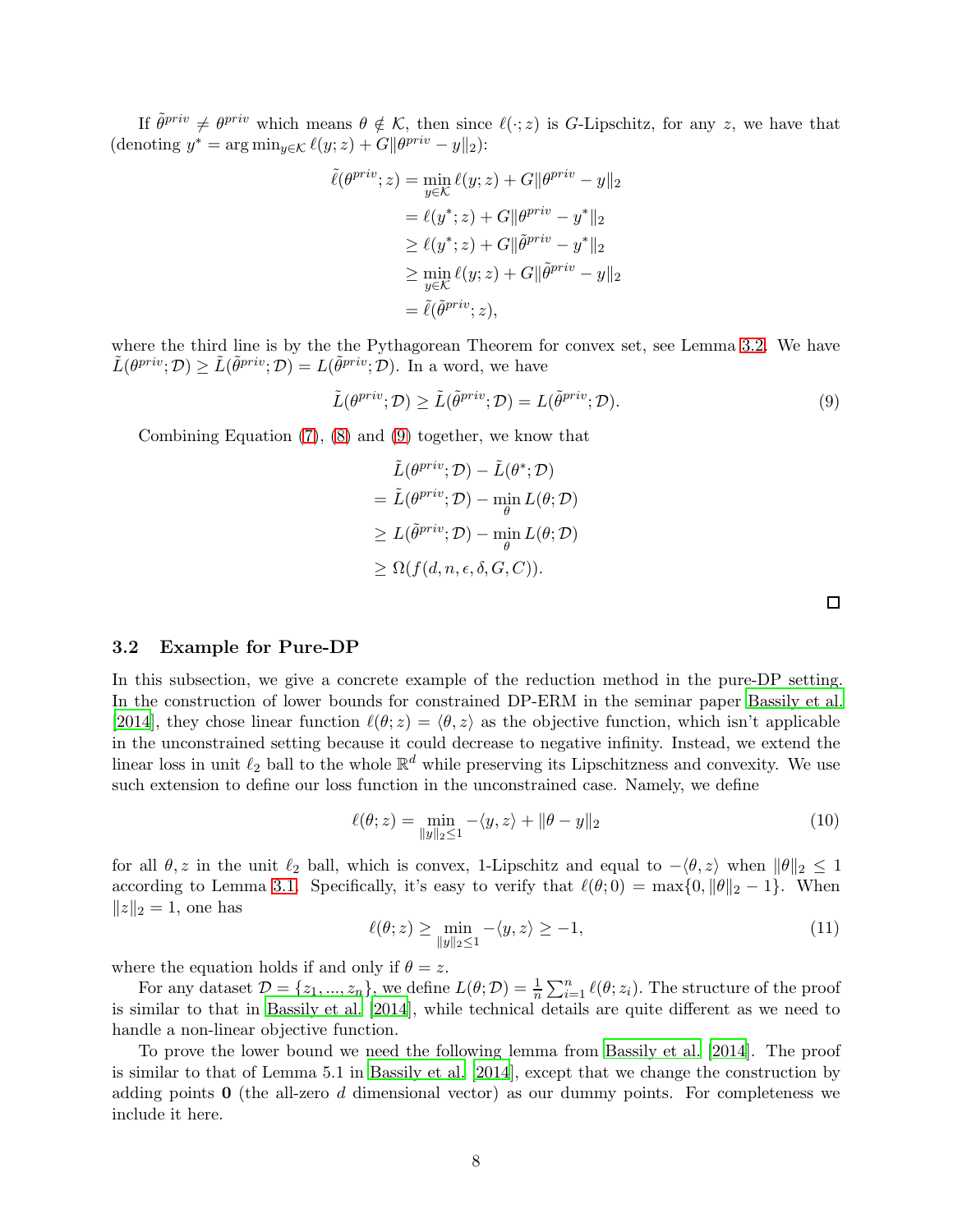If $\tilde{\theta}^{priv} \neq \theta^{priv}$ which means $\theta \notin \mathcal{K}$, then since $\ell(\cdot; z)$ is $G$-Lipschitz, for any $z$, we have that (denoting $y^* = \arg\min_{y \in \mathcal{K}} \ell(y; z) + G\|\theta^{priv} - y\|_2$):

$$
\begin{aligned}
\tilde{\ell}(\theta^{priv}; z) &= \min_{y \in \mathcal{K}} \ell(y; z) + G\|\theta^{priv} - y\|_2 \\
&= \ell(y^*; z) + G\|\theta^{priv} - y^*\|_2 \\
&\geq \ell(y^*; z) + G\|\tilde{\theta}^{priv} - y^*\|_2 \\
&\geq \min_{y \in \mathcal{K}} \ell(y; z) + G\|\tilde{\theta}^{priv} - y\|_2 \\
&= \tilde{\ell}(\tilde{\theta}^{priv}; z),
\end{aligned}
$$

where the third line is by the the Pythagorean Theorem for convex set, see Lemma 3.2. We have $\tilde{L}(\theta^{priv}; \mathcal{D}) \geq \tilde{L}(\tilde{\theta}^{priv}; \mathcal{D}) = L(\tilde{\theta}^{priv}; \mathcal{D})$. In a word, we have

$$
\tilde{L}(\theta^{priv}; \mathcal{D}) \geq \tilde{L}(\tilde{\theta}^{priv}; \mathcal{D}) = L(\tilde{\theta}^{priv}; \mathcal{D}). \tag{9}
$$

Combining Equation (7), (8) and (9) together, we know that

$$
\begin{aligned}
&\tilde{L}(\theta^{priv}; \mathcal{D}) - \tilde{L}(\theta^*; \mathcal{D}) \\
=\ &\tilde{L}(\theta^{priv}; \mathcal{D}) - \min_{\theta} L(\theta; \mathcal{D}) \\
\geq\ &L(\tilde{\theta}^{priv}; \mathcal{D}) - \min_{\theta} L(\theta; \mathcal{D}) \\
\geq\ &\Omega(f(d, n, \epsilon, \delta, G, C)).
\end{aligned}
$$

□

### 3.2 Example for Pure-DP

In this subsection, we give a concrete example of the reduction method in the pure-DP setting. In the construction of lower bounds for constrained DP-ERM in the seminar paper Bassily et al. [2014], they chose linear function $\ell(\theta; z) = \langle \theta, z \rangle$ as the objective function, which isn't applicable in the unconstrained setting because it could decrease to negative infinity. Instead, we extend the linear loss in unit $\ell_2$ ball to the whole $\mathbb{R}^d$ while preserving its Lipschitzness and convexity. We use such extension to define our loss function in the unconstrained case. Namely, we define

$$
\ell(\theta; z) = \min_{\|y\|_2 \leq 1} -\langle y, z \rangle + \|\theta - y\|_2 \tag{10}
$$

for all $\theta, z$ in the unit $\ell_2$ ball, which is convex, 1-Lipschitz and equal to $-\langle \theta, z \rangle$ when $\|\theta\|_2 \leq 1$ according to Lemma 3.1. Specifically, it's easy to verify that $\ell(\theta; 0) = \max\{0, \|\theta\|_2 - 1\}$. When $\|z\|_2 = 1$, one has

$$
\ell(\theta; z) \geq \min_{\|y\|_2 \leq 1} -\langle y, z \rangle \geq -1, \tag{11}
$$

where the equation holds if and only if $\theta = z$.

For any dataset $\mathcal{D} = \{z_1, ..., z_n\}$, we define $L(\theta; \mathcal{D}) = \frac{1}{n} \sum_{i=1}^{n} \ell(\theta; z_i)$. The structure of the proof is similar to that in Bassily et al. [2014], while technical details are quite different as we need to handle a non-linear objective function.

To prove the lower bound we need the following lemma from Bassily et al. [2014]. The proof is similar to that of Lemma 5.1 in Bassily et al. [2014], except that we change the construction by adding points $\mathbf{0}$ (the all-zero $d$ dimensional vector) as our dummy points. For completeness we include it here.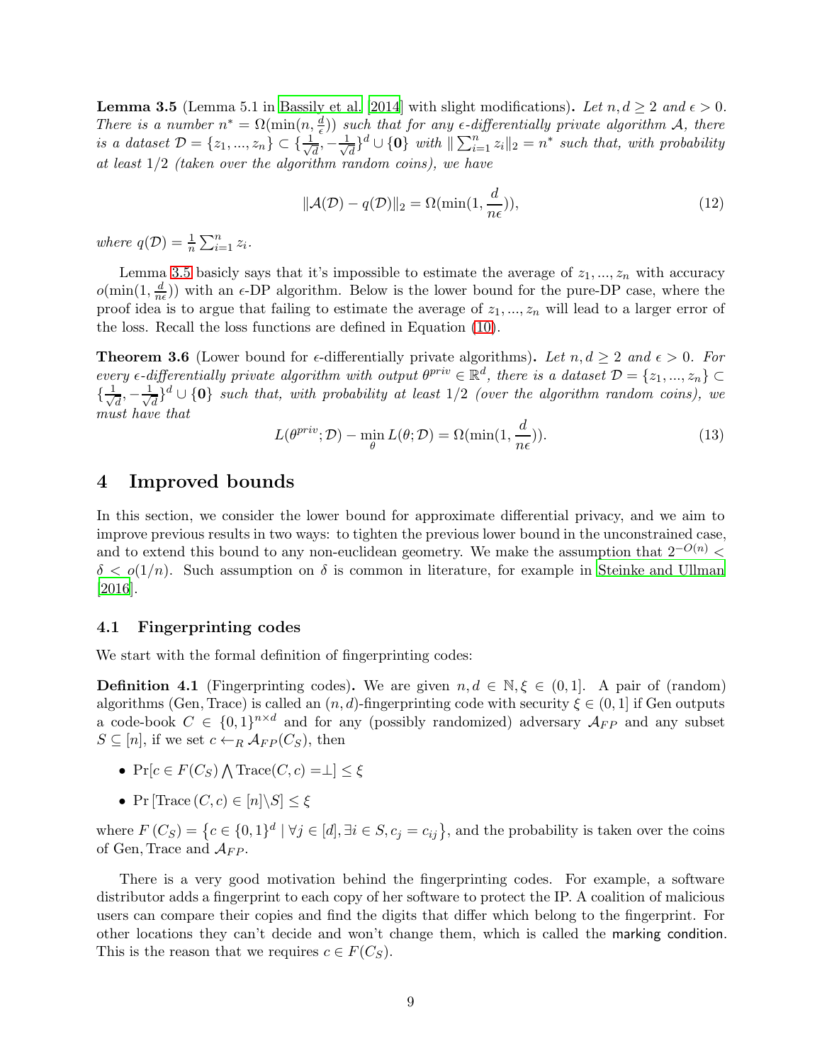**Lemma 3.5** (Lemma 5.1 in Bassily et al. [2014] with slight modifications)**.** *Let $n, d \geq 2$ and $\epsilon > 0$. There is a number $n^* = \Omega(\min(n, \frac{d}{\epsilon}))$ such that for any $\epsilon$-differentially private algorithm $\mathcal{A}$, there is a dataset $\mathcal{D} = \{z_1, ..., z_n\} \subset \{\frac{1}{\sqrt{d}}, -\frac{1}{\sqrt{d}}\}^d \cup \{\mathbf{0}\}$ with $\| \sum_{i=1}^n z_i \|_2 = n^*$ such that, with probability at least $1/2$ (taken over the algorithm random coins), we have*

$$\|\mathcal{A}(\mathcal{D}) - q(\mathcal{D})\|_2 = \Omega(\min(1, \frac{d}{n\epsilon})), \tag{12}$$

*where $q(\mathcal{D}) = \frac{1}{n} \sum_{i=1}^n z_i$.*

Lemma 3.5 basicly says that it's impossible to estimate the average of $z_1, ..., z_n$ with accuracy $o(\min(1, \frac{d}{n\epsilon}))$ with an $\epsilon$-DP algorithm. Below is the lower bound for the pure-DP case, where the proof idea is to argue that failing to estimate the average of $z_1, ..., z_n$ will lead to a larger error of the loss. Recall the loss functions are defined in Equation (10).

**Theorem 3.6** (Lower bound for $\epsilon$-differentially private algorithms)**.** *Let $n, d \geq 2$ and $\epsilon > 0$. For every $\epsilon$-differentially private algorithm with output $\theta^{priv} \in \mathbb{R}^d$, there is a dataset $\mathcal{D} = \{z_1, ..., z_n\} \subset \{\frac{1}{\sqrt{d}}, -\frac{1}{\sqrt{d}}\}^d \cup \{\mathbf{0}\}$ such that, with probability at least $1/2$ (over the algorithm random coins), we must have that*

$$L(\theta^{priv}; \mathcal{D}) - \min_{\theta} L(\theta; \mathcal{D}) = \Omega(\min(1, \frac{d}{n\epsilon})). \tag{13}$$

# 4 Improved bounds

In this section, we consider the lower bound for approximate differential privacy, and we aim to improve previous results in two ways: to tighten the previous lower bound in the unconstrained case, and to extend this bound to any non-euclidean geometry. We make the assumption that $2^{-O(n)} < \delta < o(1/n)$. Such assumption on $\delta$ is common in literature, for example in Steinke and Ullman [2016].

## 4.1 Fingerprinting codes

We start with the formal definition of fingerprinting codes:

**Definition 4.1** (Fingerprinting codes)**.** We are given $n, d \in \mathbb{N}, \xi \in (0, 1]$. A pair of (random) algorithms (Gen, Trace) is called an $(n, d)$-fingerprinting code with security $\xi \in (0, 1]$ if Gen outputs a code-book $C \in \{0, 1\}^{n \times d}$ and for any (possibly randomized) adversary $\mathcal{A}_{FP}$ and any subset $S \subseteq [n]$, if we set $c \leftarrow_R \mathcal{A}_{FP}(C_S)$, then

- $\Pr[c \in F(C_S) \bigwedge \text{Trace}(C, c) = \perp] \leq \xi$
- $\Pr[\text{Trace}(C, c) \in [n] \backslash S] \leq \xi$

where $F(C_S) = \{c \in \{0, 1\}^d \mid \forall j \in [d], \exists i \in S, c_j = c_{ij}\}$, and the probability is taken over the coins of Gen, Trace and $\mathcal{A}_{FP}$.

There is a very good motivation behind the fingerprinting codes. For example, a software distributor adds a fingerprint to each copy of her software to protect the IP. A coalition of malicious users can compare their copies and find the digits that differ which belong to the fingerprint. For other locations they can't decide and won't change them, which is called the marking condition. This is the reason that we requires $c \in F(C_S)$.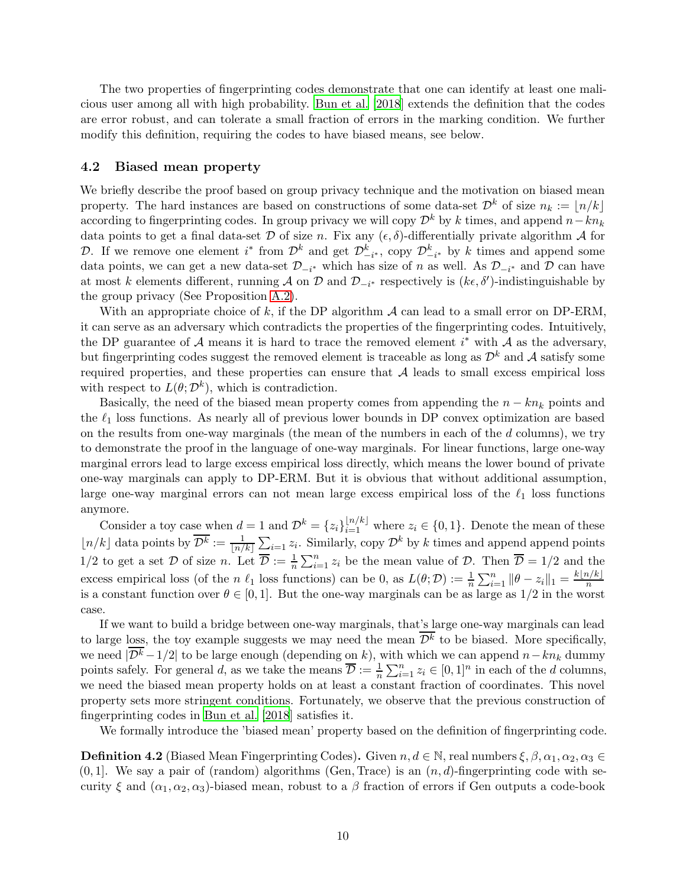The two properties of fingerprinting codes demonstrate that one can identify at least one malicious user among all with high probability. Bun et al. [2018] extends the definition that the codes are error robust, and can tolerate a small fraction of errors in the marking condition. We further modify this definition, requiring the codes to have biased means, see below.

## 4.2 Biased mean property

We briefly describe the proof based on group privacy technique and the motivation on biased mean property. The hard instances are based on constructions of some data-set $\mathcal{D}^k$ of size $n_k := \lfloor n/k \rfloor$ according to fingerprinting codes. In group privacy we will copy $\mathcal{D}^k$ by $k$ times, and append $n - kn_k$ data points to get a final data-set $\mathcal{D}$ of size $n$. Fix any $(\epsilon, \delta)$-differentially private algorithm $\mathcal{A}$ for $\mathcal{D}$. If we remove one element $i^*$ from $\mathcal{D}^k$ and get $\mathcal{D}^k_{-i^*}$, copy $\mathcal{D}^k_{-i^*}$ by $k$ times and append some data points, we can get a new data-set $\mathcal{D}_{-i^*}$ which has size of $n$ as well. As $\mathcal{D}_{-i^*}$ and $\mathcal{D}$ can have at most $k$ elements different, running $\mathcal{A}$ on $\mathcal{D}$ and $\mathcal{D}_{-i^*}$ respectively is $(k\epsilon, \delta')$-indistinguishable by the group privacy (See Proposition A.2).

With an appropriate choice of $k$, if the DP algorithm $\mathcal{A}$ can lead to a small error on DP-ERM, it can serve as an adversary which contradicts the properties of the fingerprinting codes. Intuitively, the DP guarantee of $\mathcal{A}$ means it is hard to trace the removed element $i^*$ with $\mathcal{A}$ as the adversary, but fingerprinting codes suggest the removed element is traceable as long as $\mathcal{D}^k$ and $\mathcal{A}$ satisfy some required properties, and these properties can ensure that $\mathcal{A}$ leads to small excess empirical loss with respect to $L(\theta; \mathcal{D}^k)$, which is contradiction.

Basically, the need of the biased mean property comes from appending the $n - kn_k$ points and the $\ell_1$ loss functions. As nearly all of previous lower bounds in DP convex optimization are based on the results from one-way marginals (the mean of the numbers in each of the $d$ columns), we try to demonstrate the proof in the language of one-way marginals. For linear functions, large one-way marginal errors lead to large excess empirical loss directly, which means the lower bound of private one-way marginals can apply to DP-ERM. But it is obvious that without additional assumption, large one-way marginal errors can not mean large excess empirical loss of the $\ell_1$ loss functions anymore.

Consider a toy case when $d = 1$ and $\mathcal{D}^k = \{z_i\}_{i=1}^{\lfloor n/k \rfloor}$ where $z_i \in \{0, 1\}$. Denote the mean of these $\lfloor n/k \rfloor$ data points by $\overline{\mathcal{D}^k} := \frac{1}{\lfloor n/k \rfloor} \sum_{i=1} z_i$. Similarly, copy $\mathcal{D}^k$ by $k$ times and append append points $1/2$ to get a set $\mathcal{D}$ of size $n$. Let $\overline{\mathcal{D}} := \frac{1}{n} \sum_{i=1}^{n} z_i$ be the mean value of $\mathcal{D}$. Then $\overline{\mathcal{D}} = 1/2$ and the excess empirical loss (of the $n$ $\ell_1$ loss functions) can be 0, as $L(\theta; \mathcal{D}) := \frac{1}{n} \sum_{i=1}^{n} \|\theta - z_i\|_1 = \frac{k\lfloor n/k \rfloor}{n}$ is a constant function over $\theta \in [0, 1]$. But the one-way marginals can be as large as $1/2$ in the worst case.

If we want to build a bridge between one-way marginals, that's large one-way marginals can lead to large loss, the toy example suggests we may need the mean $\overline{\mathcal{D}^k}$ to be biased. More specifically, we need $|\overline{\mathcal{D}^k} - 1/2|$ to be large enough (depending on $k$), with which we can append $n - kn_k$ dummy points safely. For general $d$, as we take the means $\overline{\mathcal{D}} := \frac{1}{n} \sum_{i=1}^{n} z_i \in [0, 1]^n$ in each of the $d$ columns, we need the biased mean property holds on at least a constant fraction of coordinates. This novel property sets more stringent conditions. Fortunately, we observe that the previous construction of fingerprinting codes in Bun et al. [2018] satisfies it.

We formally introduce the 'biased mean' property based on the definition of fingerprinting code.

**Definition 4.2** (Biased Mean Fingerprinting Codes)**.** Given $n, d \in \mathbb{N}$, real numbers $\xi, \beta, \alpha_1, \alpha_2, \alpha_3 \in (0, 1]$. We say a pair of (random) algorithms (Gen, Trace) is an $(n, d)$-fingerprinting code with security $\xi$ and $(\alpha_1, \alpha_2, \alpha_3)$-biased mean, robust to a $\beta$ fraction of errors if Gen outputs a code-book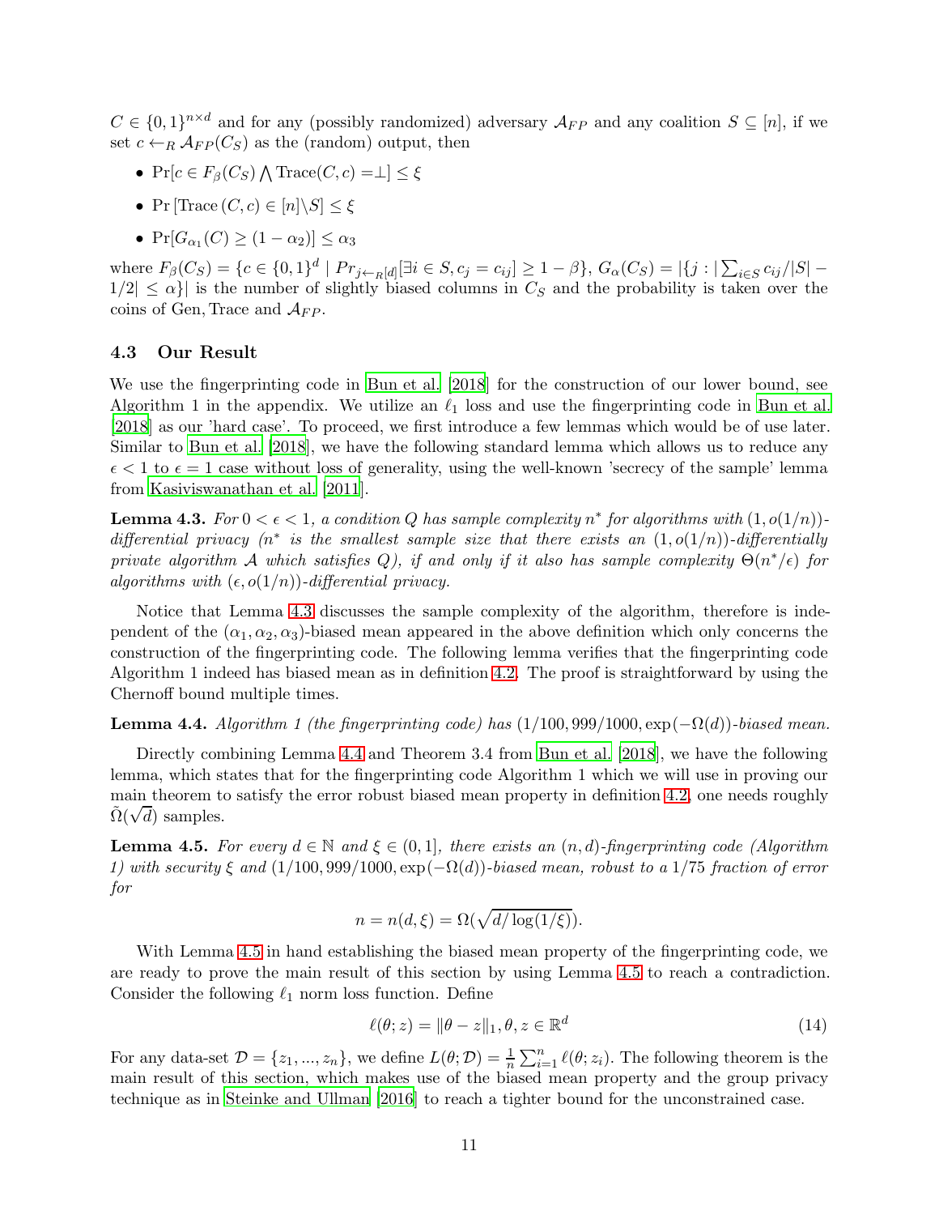$C \in \{0,1\}^{n\times d}$ and for any (possibly randomized) adversary $\mathcal{A}_{FP}$ and any coalition $S \subseteq [n]$, if we set $c \leftarrow_R \mathcal{A}_{FP}(C_S)$ as the (random) output, then

- $\Pr[c \in F_\beta(C_S) \bigwedge \text{Trace}(C, c) = \perp] \le \xi$
- $\Pr[\text{Trace}(C, c) \in [n]\backslash S] \le \xi$
- $\Pr[G_{\alpha_1}(C) \ge (1-\alpha_2)] \le \alpha_3$

where $F_\beta(C_S) = \{c \in \{0,1\}^d \mid Pr_{j\leftarrow_R [d]}[\exists i \in S, c_j = c_{ij}] \ge 1-\beta\}$, $G_\alpha(C_S) = |\{j : |\sum_{i\in S} c_{ij}/|S| - 1/2| \le \alpha\}|$ is the number of slightly biased columns in $C_S$ and the probability is taken over the coins of Gen, Trace and $\mathcal{A}_{FP}$.

### 4.3 Our Result

We use the fingerprinting code in Bun et al. [2018] for the construction of our lower bound, see Algorithm 1 in the appendix. We utilize an $\ell_1$ loss and use the fingerprinting code in Bun et al. [2018] as our 'hard case'. To proceed, we first introduce a few lemmas which would be of use later. Similar to Bun et al. [2018], we have the following standard lemma which allows us to reduce any $\epsilon < 1$ to $\epsilon = 1$ case without loss of generality, using the well-known 'secrecy of the sample' lemma from Kasiviswanathan et al. [2011].

**Lemma 4.3.** *For $0 < \epsilon < 1$, a condition $Q$ has sample complexity $n^*$ for algorithms with $(1, o(1/n))$-differential privacy ($n^*$ is the smallest sample size that there exists an $(1, o(1/n))$-differentially private algorithm $\mathcal{A}$ which satisfies $Q$), if and only if it also has sample complexity $\Theta(n^*/\epsilon)$ for algorithms with $(\epsilon, o(1/n))$-differential privacy.*

Notice that Lemma 4.3 discusses the sample complexity of the algorithm, therefore is independent of the $(\alpha_1, \alpha_2, \alpha_3)$-biased mean appeared in the above definition which only concerns the construction of the fingerprinting code. The following lemma verifies that the fingerprinting code Algorithm 1 indeed has biased mean as in definition 4.2. The proof is straightforward by using the Chernoff bound multiple times.

**Lemma 4.4.** *Algorithm 1 (the fingerprinting code) has $(1/100, 999/1000, \exp(-\Omega(d))$-biased mean.*

Directly combining Lemma 4.4 and Theorem 3.4 from Bun et al. [2018], we have the following lemma, which states that for the fingerprinting code Algorithm 1 which we will use in proving our main theorem to satisfy the error robust biased mean property in definition 4.2, one needs roughly $\tilde{\Omega}(\sqrt{d})$ samples.

**Lemma 4.5.** *For every $d \in \mathbb{N}$ and $\xi \in (0, 1]$, there exists an $(n, d)$-fingerprinting code (Algorithm 1) with security $\xi$ and $(1/100, 999/1000, \exp(-\Omega(d))$-biased mean, robust to a $1/75$ fraction of error for*

$$n = n(d, \xi) = \Omega(\sqrt{d/\log(1/\xi)}).$$

With Lemma 4.5 in hand establishing the biased mean property of the fingerprinting code, we are ready to prove the main result of this section by using Lemma 4.5 to reach a contradiction. Consider the following $\ell_1$ norm loss function. Define

$$\ell(\theta; z) = \|\theta - z\|_1, \theta, z \in \mathbb{R}^d \tag{14}$$

For any data-set $\mathcal{D} = \{z_1, ..., z_n\}$, we define $L(\theta; \mathcal{D}) = \frac{1}{n}\sum_{i=1}^n \ell(\theta; z_i)$. The following theorem is the main result of this section, which makes use of the biased mean property and the group privacy technique as in Steinke and Ullman [2016] to reach a tighter bound for the unconstrained case.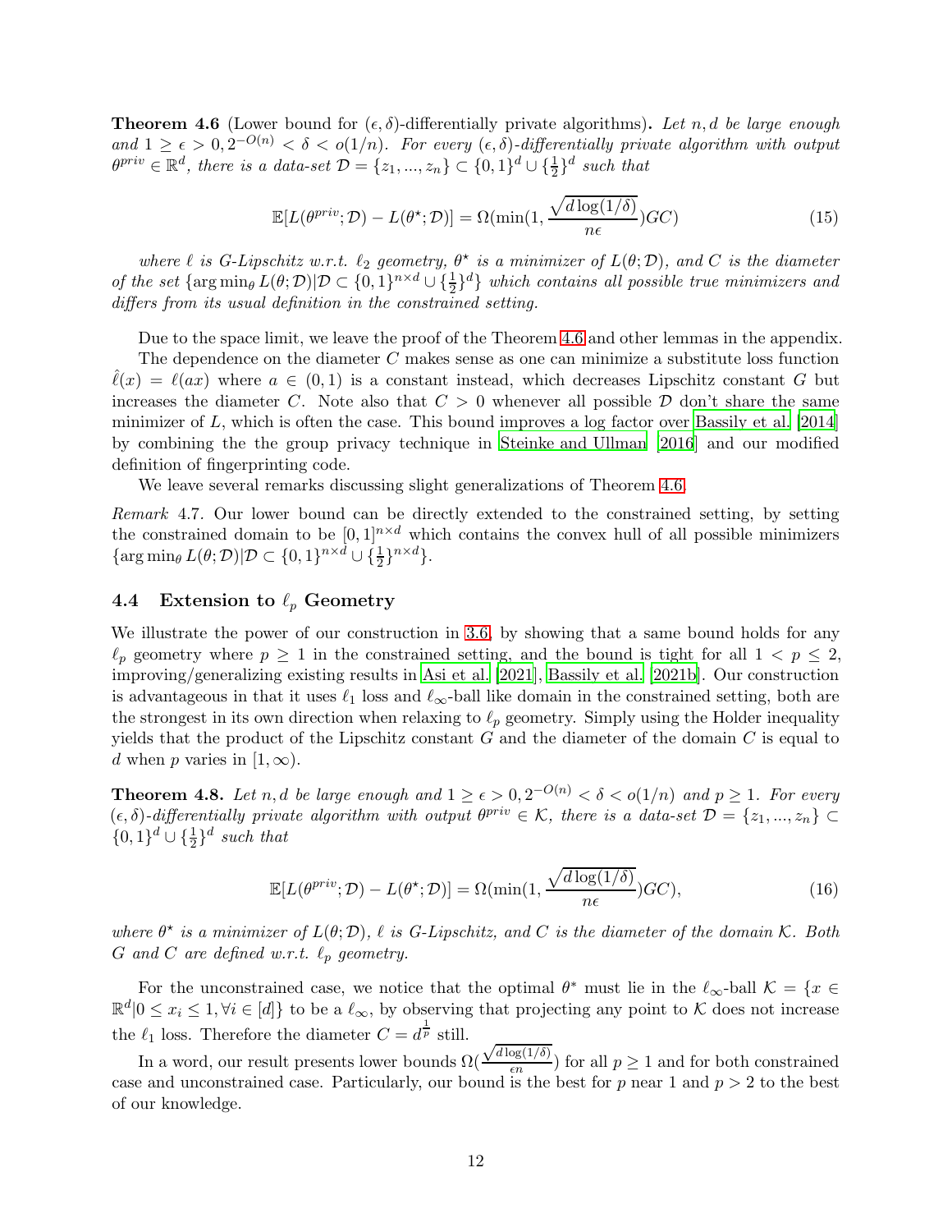**Theorem 4.6** (Lower bound for $(\epsilon, \delta)$-differentially private algorithms)**.** *Let $n, d$ be large enough and $1 \geq \epsilon > 0, 2^{-O(n)} < \delta < o(1/n)$. For every $(\epsilon, \delta)$-differentially private algorithm with output $\theta^{priv} \in \mathbb{R}^d$, there is a data-set $\mathcal{D} = \{z_1, ..., z_n\} \subset \{0,1\}^d \cup \{\frac{1}{2}\}^d$ such that*

$$\mathbb{E}[L(\theta^{priv}; \mathcal{D}) - L(\theta^\star; \mathcal{D})] = \Omega(\min(1, \frac{\sqrt{d \log(1/\delta)}}{n\epsilon})GC) \tag{15}$$

*where $\ell$ is G-Lipschitz w.r.t. $\ell_2$ geometry, $\theta^\star$ is a minimizer of $L(\theta; \mathcal{D})$, and $C$ is the diameter of the set $\{\arg\min_\theta L(\theta; \mathcal{D}) | \mathcal{D} \subset \{0,1\}^{n\times d} \cup \{\frac{1}{2}\}^d\}$ which contains all possible true minimizers and differs from its usual definition in the constrained setting.*

Due to the space limit, we leave the proof of the Theorem 4.6 and other lemmas in the appendix.

The dependence on the diameter $C$ makes sense as one can minimize a substitute loss function $\hat{\ell}(x) = \ell(ax)$ where $a \in (0,1)$ is a constant instead, which decreases Lipschitz constant $G$ but increases the diameter $C$. Note also that $C > 0$ whenever all possible $\mathcal{D}$ don't share the same minimizer of $L$, which is often the case. This bound improves a log factor over Bassily et al. [2014] by combining the the group privacy technique in Steinke and Ullman [2016] and our modified definition of fingerprinting code.

We leave several remarks discussing slight generalizations of Theorem 4.6.

*Remark* 4.7. Our lower bound can be directly extended to the constrained setting, by setting the constrained domain to be $[0,1]^{n\times d}$ which contains the convex hull of all possible minimizers $\{\arg\min_\theta L(\theta; \mathcal{D}) | \mathcal{D} \subset \{0,1\}^{n\times d} \cup \{\frac{1}{2}\}^{n\times d}\}$.

## 4.4 Extension to $\ell_p$ Geometry

We illustrate the power of our construction in 3.6, by showing that a same bound holds for any $\ell_p$ geometry where $p \geq 1$ in the constrained setting, and the bound is tight for all $1 < p \leq 2$, improving/generalizing existing results in Asi et al. [2021], Bassily et al. [2021b]. Our construction is advantageous in that it uses $\ell_1$ loss and $\ell_\infty$-ball like domain in the constrained setting, both are the strongest in its own direction when relaxing to $\ell_p$ geometry. Simply using the Holder inequality yields that the product of the Lipschitz constant $G$ and the diameter of the domain $C$ is equal to $d$ when $p$ varies in $[1, \infty)$.

**Theorem 4.8.** *Let $n, d$ be large enough and $1 \geq \epsilon > 0, 2^{-O(n)} < \delta < o(1/n)$ and $p \geq 1$. For every $(\epsilon, \delta)$-differentially private algorithm with output $\theta^{priv} \in \mathcal{K}$, there is a data-set $\mathcal{D} = \{z_1, ..., z_n\} \subset \{0,1\}^d \cup \{\frac{1}{2}\}^d$ such that*

$$\mathbb{E}[L(\theta^{priv}; \mathcal{D}) - L(\theta^\star; \mathcal{D})] = \Omega(\min(1, \frac{\sqrt{d \log(1/\delta)}}{n\epsilon})GC), \tag{16}$$

*where $\theta^\star$ is a minimizer of $L(\theta; \mathcal{D})$, $\ell$ is G-Lipschitz, and $C$ is the diameter of the domain $\mathcal{K}$. Both $G$ and $C$ are defined w.r.t. $\ell_p$ geometry.*

For the unconstrained case, we notice that the optimal $\theta^*$ must lie in the $\ell_\infty$-ball $\mathcal{K} = \{x \in \mathbb{R}^d | 0 \leq x_i \leq 1, \forall i \in [d]\}$ to be a $\ell_\infty$, by observing that projecting any point to $\mathcal{K}$ does not increase the $\ell_1$ loss. Therefore the diameter $C = d^{\frac{1}{p}}$ still.

In a word, our result presents lower bounds $\Omega(\frac{\sqrt{d\log(1/\delta)}}{\epsilon n})$ for all $p \geq 1$ and for both constrained case and unconstrained case. Particularly, our bound is the best for $p$ near 1 and $p > 2$ to the best of our knowledge.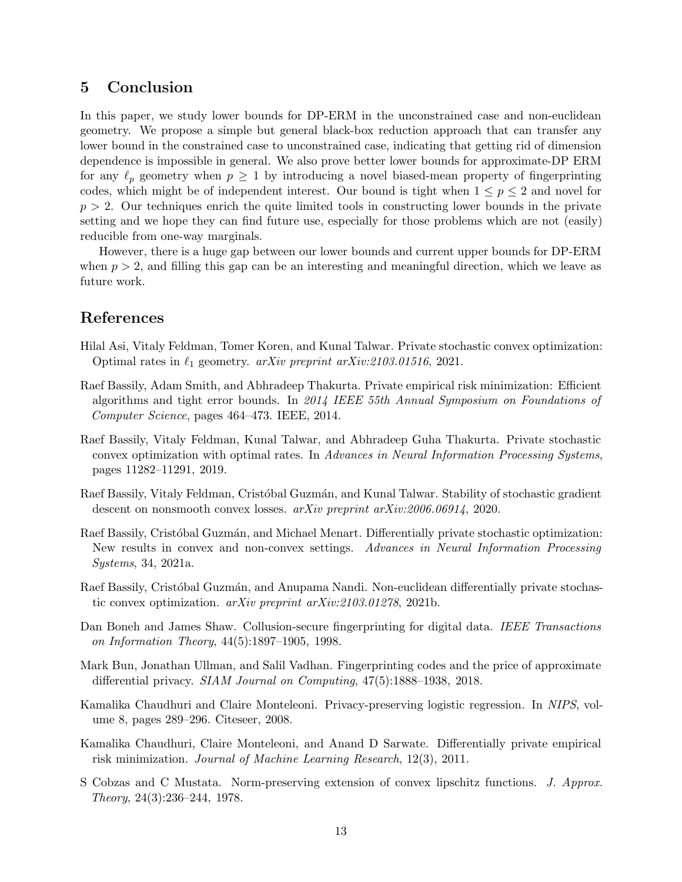## 5 Conclusion

In this paper, we study lower bounds for DP-ERM in the unconstrained case and non-euclidean geometry. We propose a simple but general black-box reduction approach that can transfer any lower bound in the constrained case to unconstrained case, indicating that getting rid of dimension dependence is impossible in general. We also prove better lower bounds for approximate-DP ERM for any $\ell_p$ geometry when $p \geq 1$ by introducing a novel biased-mean property of fingerprinting codes, which might be of independent interest. Our bound is tight when $1 \leq p \leq 2$ and novel for $p > 2$. Our techniques enrich the quite limited tools in constructing lower bounds in the private setting and we hope they can find future use, especially for those problems which are not (easily) reducible from one-way marginals.

However, there is a huge gap between our lower bounds and current upper bounds for DP-ERM when $p > 2$, and filling this gap can be an interesting and meaningful direction, which we leave as future work.

## References

Hilal Asi, Vitaly Feldman, Tomer Koren, and Kunal Talwar. Private stochastic convex optimization: Optimal rates in $\ell_1$ geometry. *arXiv preprint arXiv:2103.01516*, 2021.

Raef Bassily, Adam Smith, and Abhradeep Thakurta. Private empirical risk minimization: Efficient algorithms and tight error bounds. In *2014 IEEE 55th Annual Symposium on Foundations of Computer Science*, pages 464–473. IEEE, 2014.

Raef Bassily, Vitaly Feldman, Kunal Talwar, and Abhradeep Guha Thakurta. Private stochastic convex optimization with optimal rates. In *Advances in Neural Information Processing Systems*, pages 11282–11291, 2019.

Raef Bassily, Vitaly Feldman, Cristóbal Guzmán, and Kunal Talwar. Stability of stochastic gradient descent on nonsmooth convex losses. *arXiv preprint arXiv:2006.06914*, 2020.

Raef Bassily, Cristóbal Guzmán, and Michael Menart. Differentially private stochastic optimization: New results in convex and non-convex settings. *Advances in Neural Information Processing Systems*, 34, 2021a.

Raef Bassily, Cristóbal Guzmán, and Anupama Nandi. Non-euclidean differentially private stochastic convex optimization. *arXiv preprint arXiv:2103.01278*, 2021b.

Dan Boneh and James Shaw. Collusion-secure fingerprinting for digital data. *IEEE Transactions on Information Theory*, 44(5):1897–1905, 1998.

Mark Bun, Jonathan Ullman, and Salil Vadhan. Fingerprinting codes and the price of approximate differential privacy. *SIAM Journal on Computing*, 47(5):1888–1938, 2018.

Kamalika Chaudhuri and Claire Monteleoni. Privacy-preserving logistic regression. In *NIPS*, volume 8, pages 289–296. Citeseer, 2008.

Kamalika Chaudhuri, Claire Monteleoni, and Anand D Sarwate. Differentially private empirical risk minimization. *Journal of Machine Learning Research*, 12(3), 2011.

S Cobzas and C Mustata. Norm-preserving extension of convex lipschitz functions. *J. Approx. Theory*, 24(3):236–244, 1978.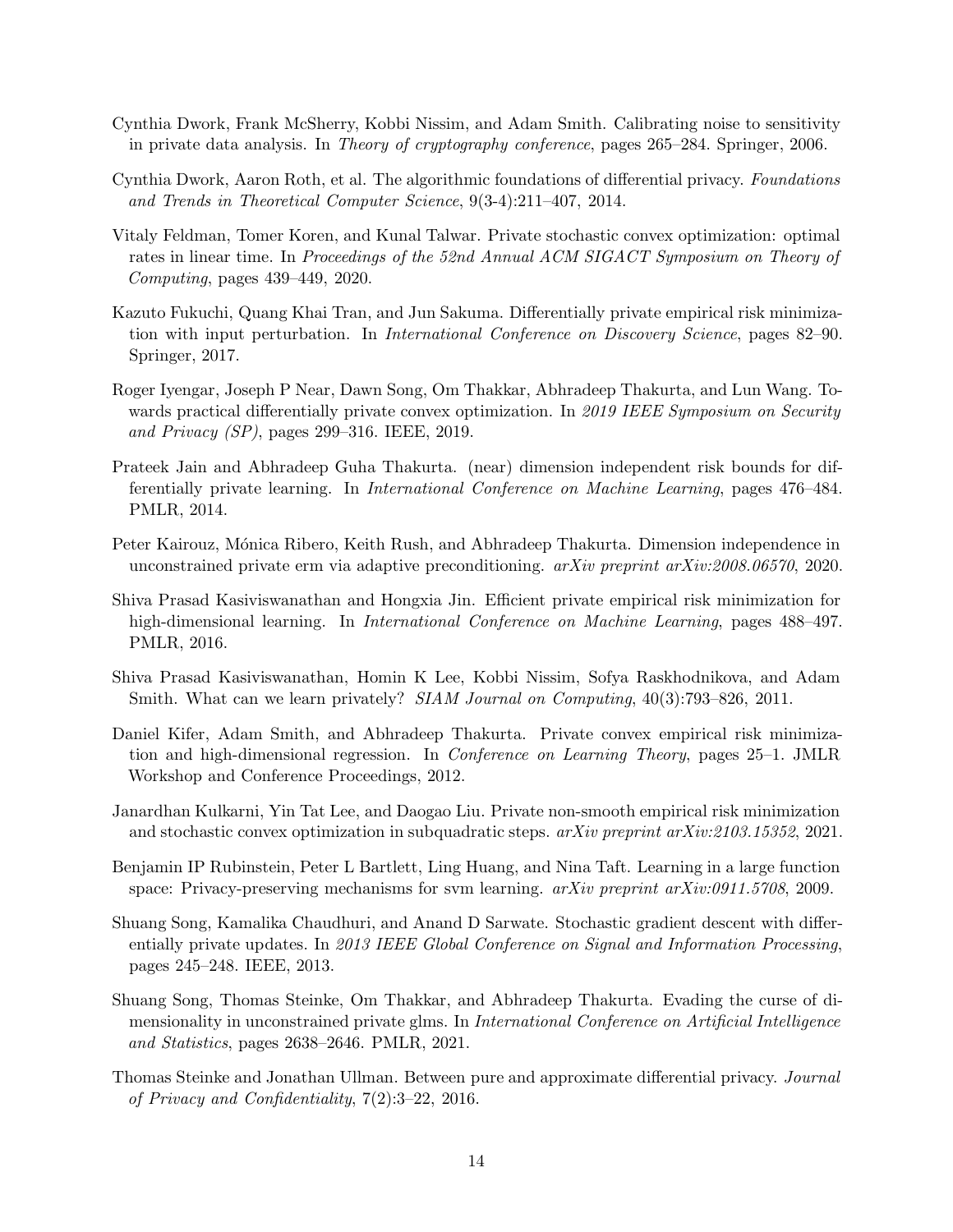Cynthia Dwork, Frank McSherry, Kobbi Nissim, and Adam Smith. Calibrating noise to sensitivity in private data analysis. In *Theory of cryptography conference*, pages 265–284. Springer, 2006.

Cynthia Dwork, Aaron Roth, et al. The algorithmic foundations of differential privacy. *Foundations and Trends in Theoretical Computer Science*, 9(3-4):211–407, 2014.

Vitaly Feldman, Tomer Koren, and Kunal Talwar. Private stochastic convex optimization: optimal rates in linear time. In *Proceedings of the 52nd Annual ACM SIGACT Symposium on Theory of Computing*, pages 439–449, 2020.

Kazuto Fukuchi, Quang Khai Tran, and Jun Sakuma. Differentially private empirical risk minimization with input perturbation. In *International Conference on Discovery Science*, pages 82–90. Springer, 2017.

Roger Iyengar, Joseph P Near, Dawn Song, Om Thakkar, Abhradeep Thakurta, and Lun Wang. Towards practical differentially private convex optimization. In *2019 IEEE Symposium on Security and Privacy (SP)*, pages 299–316. IEEE, 2019.

Prateek Jain and Abhradeep Guha Thakurta. (near) dimension independent risk bounds for differentially private learning. In *International Conference on Machine Learning*, pages 476–484. PMLR, 2014.

Peter Kairouz, Mónica Ribero, Keith Rush, and Abhradeep Thakurta. Dimension independence in unconstrained private erm via adaptive preconditioning. *arXiv preprint arXiv:2008.06570*, 2020.

Shiva Prasad Kasiviswanathan and Hongxia Jin. Efficient private empirical risk minimization for high-dimensional learning. In *International Conference on Machine Learning*, pages 488–497. PMLR, 2016.

Shiva Prasad Kasiviswanathan, Homin K Lee, Kobbi Nissim, Sofya Raskhodnikova, and Adam Smith. What can we learn privately? *SIAM Journal on Computing*, 40(3):793–826, 2011.

Daniel Kifer, Adam Smith, and Abhradeep Thakurta. Private convex empirical risk minimization and high-dimensional regression. In *Conference on Learning Theory*, pages 25–1. JMLR Workshop and Conference Proceedings, 2012.

Janardhan Kulkarni, Yin Tat Lee, and Daogao Liu. Private non-smooth empirical risk minimization and stochastic convex optimization in subquadratic steps. *arXiv preprint arXiv:2103.15352*, 2021.

Benjamin IP Rubinstein, Peter L Bartlett, Ling Huang, and Nina Taft. Learning in a large function space: Privacy-preserving mechanisms for svm learning. *arXiv preprint arXiv:0911.5708*, 2009.

Shuang Song, Kamalika Chaudhuri, and Anand D Sarwate. Stochastic gradient descent with differentially private updates. In *2013 IEEE Global Conference on Signal and Information Processing*, pages 245–248. IEEE, 2013.

Shuang Song, Thomas Steinke, Om Thakkar, and Abhradeep Thakurta. Evading the curse of dimensionality in unconstrained private glms. In *International Conference on Artificial Intelligence and Statistics*, pages 2638–2646. PMLR, 2021.

Thomas Steinke and Jonathan Ullman. Between pure and approximate differential privacy. *Journal of Privacy and Confidentiality*, 7(2):3–22, 2016.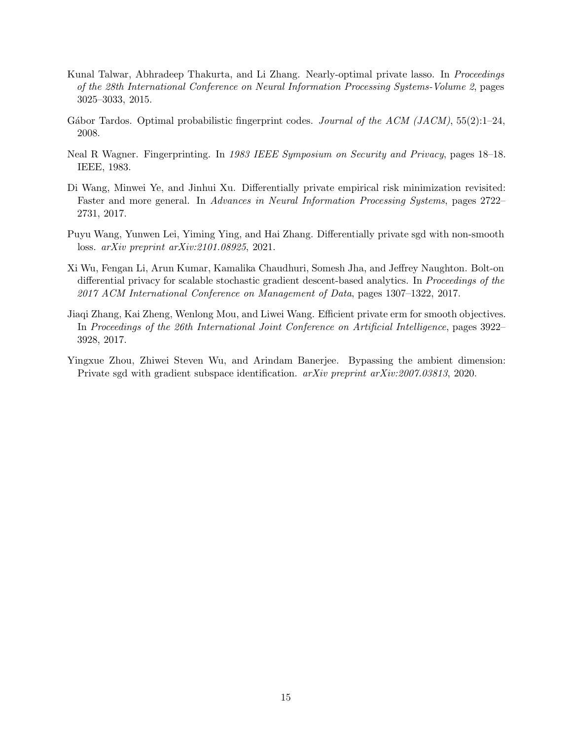Kunal Talwar, Abhradeep Thakurta, and Li Zhang. Nearly-optimal private lasso. In *Proceedings of the 28th International Conference on Neural Information Processing Systems-Volume 2*, pages 3025–3033, 2015.

Gábor Tardos. Optimal probabilistic fingerprint codes. *Journal of the ACM (JACM)*, 55(2):1–24, 2008.

Neal R Wagner. Fingerprinting. In *1983 IEEE Symposium on Security and Privacy*, pages 18–18. IEEE, 1983.

Di Wang, Minwei Ye, and Jinhui Xu. Differentially private empirical risk minimization revisited: Faster and more general. In *Advances in Neural Information Processing Systems*, pages 2722–2731, 2017.

Puyu Wang, Yunwen Lei, Yiming Ying, and Hai Zhang. Differentially private sgd with non-smooth loss. *arXiv preprint arXiv:2101.08925*, 2021.

Xi Wu, Fengan Li, Arun Kumar, Kamalika Chaudhuri, Somesh Jha, and Jeffrey Naughton. Bolt-on differential privacy for scalable stochastic gradient descent-based analytics. In *Proceedings of the 2017 ACM International Conference on Management of Data*, pages 1307–1322, 2017.

Jiaqi Zhang, Kai Zheng, Wenlong Mou, and Liwei Wang. Efficient private erm for smooth objectives. In *Proceedings of the 26th International Joint Conference on Artificial Intelligence*, pages 3922–3928, 2017.

Yingxue Zhou, Zhiwei Steven Wu, and Arindam Banerjee. Bypassing the ambient dimension: Private sgd with gradient subspace identification. *arXiv preprint arXiv:2007.03813*, 2020.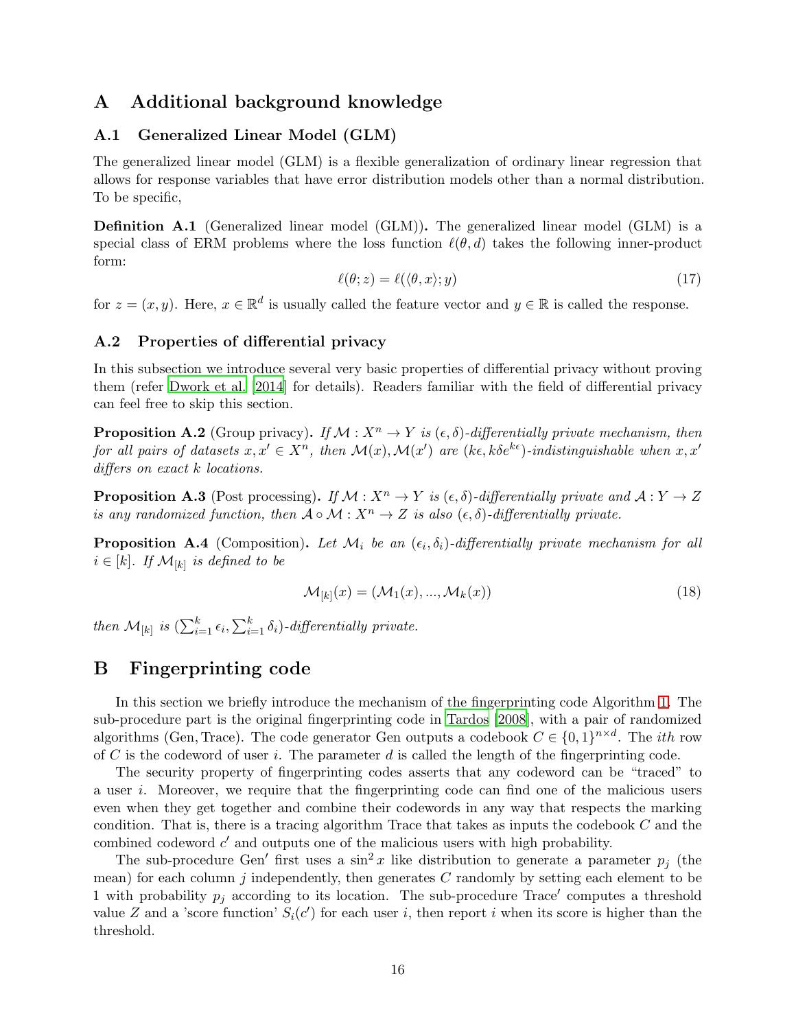# A Additional background knowledge

## A.1 Generalized Linear Model (GLM)

The generalized linear model (GLM) is a flexible generalization of ordinary linear regression that allows for response variables that have error distribution models other than a normal distribution. To be specific,

**Definition A.1** (Generalized linear model (GLM))**.** The generalized linear model (GLM) is a special class of ERM problems where the loss function $\ell(\theta, d)$ takes the following inner-product form:

$$\ell(\theta; z) = \ell(\langle \theta, x \rangle; y) \tag{17}$$

for $z = (x, y)$. Here, $x \in \mathbb{R}^d$ is usually called the feature vector and $y \in \mathbb{R}$ is called the response.

## A.2 Properties of differential privacy

In this subsection we introduce several very basic properties of differential privacy without proving them (refer Dwork et al. [2014] for details). Readers familiar with the field of differential privacy can feel free to skip this section.

**Proposition A.2** (Group privacy)**.** *If $\mathcal{M} : X^n \to Y$ is $(\epsilon, \delta)$-differentially private mechanism, then for all pairs of datasets $x, x' \in X^n$, then $\mathcal{M}(x), \mathcal{M}(x')$ are $(k\epsilon, k\delta e^{k\epsilon})$-indistinguishable when $x, x'$ differs on exact $k$ locations.*

**Proposition A.3** (Post processing)**.** *If $\mathcal{M} : X^n \to Y$ is $(\epsilon, \delta)$-differentially private and $\mathcal{A} : Y \to Z$ is any randomized function, then $\mathcal{A} \circ \mathcal{M} : X^n \to Z$ is also $(\epsilon, \delta)$-differentially private.*

**Proposition A.4** (Composition)**.** *Let $\mathcal{M}_i$ be an $(\epsilon_i, \delta_i)$-differentially private mechanism for all $i \in [k]$. If $\mathcal{M}_{[k]}$ is defined to be*

$$\mathcal{M}_{[k]}(x) = (\mathcal{M}_1(x), ..., \mathcal{M}_k(x)) \tag{18}$$

*then $\mathcal{M}_{[k]}$ is $(\sum_{i=1}^k \epsilon_i, \sum_{i=1}^k \delta_i)$-differentially private.*

# B Fingerprinting code

In this section we briefly introduce the mechanism of the fingerprinting code Algorithm 1. The sub-procedure part is the original fingerprinting code in Tardos [2008], with a pair of randomized algorithms (Gen, Trace). The code generator Gen outputs a codebook $C \in \{0, 1\}^{n \times d}$. The $ith$ row of $C$ is the codeword of user $i$. The parameter $d$ is called the length of the fingerprinting code.

The security property of fingerprinting codes asserts that any codeword can be "traced" to a user $i$. Moreover, we require that the fingerprinting code can find one of the malicious users even when they get together and combine their codewords in any way that respects the marking condition. That is, there is a tracing algorithm Trace that takes as inputs the codebook $C$ and the combined codeword $c'$ and outputs one of the malicious users with high probability.

The sub-procedure Gen$'$ first uses a $\sin^2 x$ like distribution to generate a parameter $p_j$ (the mean) for each column $j$ independently, then generates $C$ randomly by setting each element to be 1 with probability $p_j$ according to its location. The sub-procedure Trace$'$ computes a threshold value $Z$ and a 'score function' $S_i(c')$ for each user $i$, then report $i$ when its score is higher than the threshold.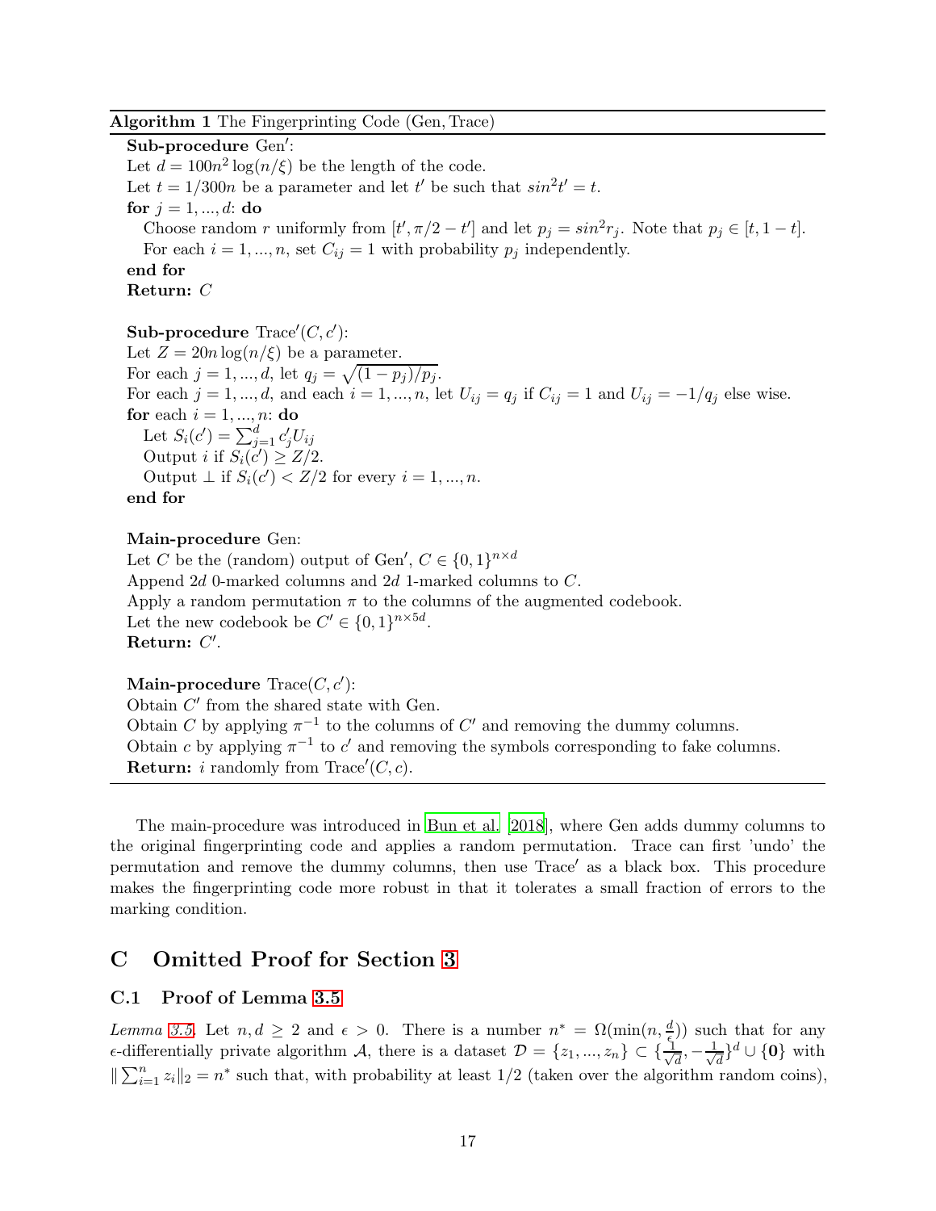**Algorithm 1** The Fingerprinting Code (Gen, Trace)

---

**Sub-procedure** $\text{Gen}'$:

Let $d = 100n^2 \log(n/\xi)$ be the length of the code.

Let $t = 1/300n$ be a parameter and let $t'$ be such that $sin^2 t' = t$.

**for** $j = 1, ..., d$: **do**

  Choose random $r$ uniformly from $[t', \pi/2 - t']$ and let $p_j = sin^2 r_j$. Note that $p_j \in [t, 1-t]$.

  For each $i = 1, ..., n$, set $C_{ij} = 1$ with probability $p_j$ independently.

**end for**

**Return:** $C$

**Sub-procedure** $\text{Trace}'(C, c')$:

Let $Z = 20n \log(n/\xi)$ be a parameter.

For each $j = 1, ..., d$, let $q_j = \sqrt{(1-p_j)/p_j}$.

For each $j = 1, ..., d$, and each $i = 1, ..., n$, let $U_{ij} = q_j$ if $C_{ij} = 1$ and $U_{ij} = -1/q_j$ else wise.

**for** each $i = 1, ..., n$: **do**

  Let $S_i(c') = \sum_{j=1}^{d} c'_j U_{ij}$

  Output $i$ if $S_i(c') \geq Z/2$.

  Output $\perp$ if $S_i(c') < Z/2$ for every $i = 1, ..., n$.

**end for**

**Main-procedure** Gen:

Let $C$ be the (random) output of $\text{Gen}'$, $C \in \{0,1\}^{n \times d}$

Append $2d$ 0-marked columns and $2d$ 1-marked columns to $C$.

Apply a random permutation $\pi$ to the columns of the augmented codebook.

Let the new codebook be $C' \in \{0,1\}^{n \times 5d}$.

**Return:** $C'$.

**Main-procedure** $\text{Trace}(C, c')$:

Obtain $C'$ from the shared state with Gen.

Obtain $C$ by applying $\pi^{-1}$ to the columns of $C'$ and removing the dummy columns.

Obtain $c$ by applying $\pi^{-1}$ to $c'$ and removing the symbols corresponding to fake columns.

**Return:** $i$ randomly from $\text{Trace}'(C, c)$.

---

The main-procedure was introduced in Bun et al. [2018], where Gen adds dummy columns to the original fingerprinting code and applies a random permutation. Trace can first 'undo' the permutation and remove the dummy columns, then use $\text{Trace}'$ as a black box. This procedure makes the fingerprinting code more robust in that it tolerates a small fraction of errors to the marking condition.

# C Omitted Proof for Section 3

## C.1 Proof of Lemma 3.5

*Lemma 3.5.* Let $n, d \geq 2$ and $\epsilon > 0$. There is a number $n^* = \Omega(\min(n, \frac{d}{\epsilon}))$ such that for any $\epsilon$-differentially private algorithm $\mathcal{A}$, there is a dataset $\mathcal{D} = \{z_1, ..., z_n\} \subset \{\frac{1}{\sqrt{d}}, -\frac{1}{\sqrt{d}}\}^d \cup \{\mathbf{0}\}$ with $\|\sum_{i=1}^{n} z_i\|_2 = n^*$ such that, with probability at least 1/2 (taken over the algorithm random coins),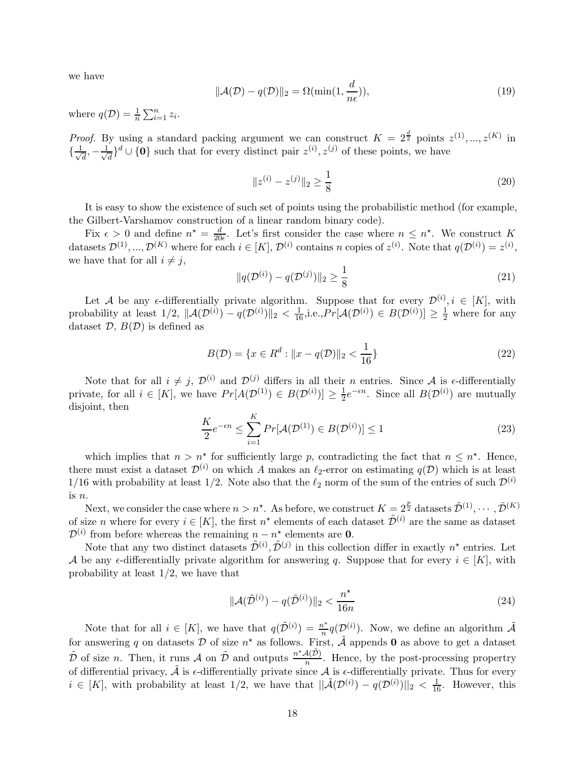we have

$$\|\mathcal{A}(\mathcal{D}) - q(\mathcal{D})\|_2 = \Omega(\min(1, \frac{d}{n\epsilon})), \tag{19}$$

where $q(\mathcal{D}) = \frac{1}{n}\sum_{i=1}^{n} z_i$.

*Proof.* By using a standard packing argument we can construct $K = 2^{\frac{d}{2}}$ points $z^{(1)}, ..., z^{(K)}$ in $\{\frac{1}{\sqrt{d}}, -\frac{1}{\sqrt{d}}\}^d \cup \{\mathbf{0}\}$ such that for every distinct pair $z^{(i)}, z^{(j)}$ of these points, we have

$$\|z^{(i)} - z^{(j)}\|_2 \geq \frac{1}{8} \tag{20}$$

It is easy to show the existence of such set of points using the probabilistic method (for example, the Gilbert-Varshamov construction of a linear random binary code).

Fix $\epsilon > 0$ and define $n^\star = \frac{d}{20\epsilon}$. Let's first consider the case where $n \leq n^\star$. We construct $K$ datasets $\mathcal{D}^{(1)}, ..., \mathcal{D}^{(K)}$ where for each $i \in [K]$, $\mathcal{D}^{(i)}$ contains $n$ copies of $z^{(i)}$. Note that $q(\mathcal{D}^{(i)}) = z^{(i)}$, we have that for all $i \neq j$,

$$\|q(\mathcal{D}^{(i)}) - q(\mathcal{D}^{(j)})\|_2 \geq \frac{1}{8} \tag{21}$$

Let $\mathcal{A}$ be any $\epsilon$-differentially private algorithm. Suppose that for every $\mathcal{D}^{(i)}, i \in [K]$, with probability at least 1/2, $\|\mathcal{A}(\mathcal{D}^{(i)}) - q(\mathcal{D}^{(i)})\|_2 < \frac{1}{16}$,i.e.,$Pr[\mathcal{A}(\mathcal{D}^{(i)}) \in B(\mathcal{D}^{(i)})] \geq \frac{1}{2}$ where for any dataset $\mathcal{D}$, $B(\mathcal{D})$ is defined as

$$B(\mathcal{D}) = \{x \in R^d : \|x - q(\mathcal{D})\|_2 < \frac{1}{16}\} \tag{22}$$

Note that for all $i \neq j$, $\mathcal{D}^{(i)}$ and $\mathcal{D}^{(j)}$ differs in all their $n$ entries. Since $\mathcal{A}$ is $\epsilon$-differentially private, for all $i \in [K]$, we have $Pr[A(\mathcal{D}^{(1)}) \in B(\mathcal{D}^{(i)})] \geq \frac{1}{2}e^{-\epsilon n}$. Since all $B(\mathcal{D}^{(i)})$ are mutually disjoint, then

$$\frac{K}{2}e^{-\epsilon n} \leq \sum_{i=1}^{K} Pr[\mathcal{A}(\mathcal{D}^{(1)}) \in B(\mathcal{D}^{(i)})] \leq 1 \tag{23}$$

which implies that $n > n^\star$ for sufficiently large $p$, contradicting the fact that $n \leq n^\star$. Hence, there must exist a dataset $\mathcal{D}^{(i)}$ on which $A$ makes an $\ell_2$-error on estimating $q(\mathcal{D})$ which is at least 1/16 with probability at least 1/2. Note also that the $\ell_2$ norm of the sum of the entries of such $\mathcal{D}^{(i)}$ is $n$.

Next, we consider the case where $n > n^\star$. As before, we construct $K = 2^{\frac{p}{2}}$ datasets $\tilde{\mathcal{D}}^{(1)}, \cdots, \tilde{\mathcal{D}}^{(K)}$ of size $n$ where for every $i \in [K]$, the first $n^\star$ elements of each dataset $\tilde{\mathcal{D}}^{(i)}$ are the same as dataset $\mathcal{D}^{(i)}$ from before whereas the remaining $n - n^\star$ elements are $\mathbf{0}$.

Note that any two distinct datasets $\tilde{\mathcal{D}}^{(i)}, \tilde{\mathcal{D}}^{(j)}$ in this collection differ in exactly $n^\star$ entries. Let $\mathcal{A}$ be any $\epsilon$-differentially private algorithm for answering $q$. Suppose that for every $i \in [K]$, with probability at least 1/2, we have that

$$\|\mathcal{A}(\tilde{\mathcal{D}}^{(i)}) - q(\tilde{\mathcal{D}}^{(i)})\|_2 < \frac{n^\star}{16n} \tag{24}$$

Note that for all $i \in [K]$, we have that $q(\tilde{\mathcal{D}}^{(i)}) = \frac{n^*}{n}q(\mathcal{D}^{(i)})$. Now, we define an algorithm $\tilde{\mathcal{A}}$ for answering $q$ on datasets $\mathcal{D}$ of size $n^\star$ as follows. First, $\tilde{\mathcal{A}}$ appends $\mathbf{0}$ as above to get a dataset $\tilde{\mathcal{D}}$ of size $n$. Then, it runs $\mathcal{A}$ on $\tilde{\mathcal{D}}$ and outputs $\frac{n^*\mathcal{A}(\tilde{\mathcal{D}})}{n}$. Hence, by the post-processing propertry of differential privacy, $\tilde{\mathcal{A}}$ is $\epsilon$-differentially private since $\mathcal{A}$ is $\epsilon$-differentially private. Thus for every $i \in [K]$, with probability at least 1/2, we have that $||\tilde{\mathcal{A}}(\mathcal{D}^{(i)}) - q(\mathcal{D}^{(i)})||_2 < \frac{1}{16}$. However, this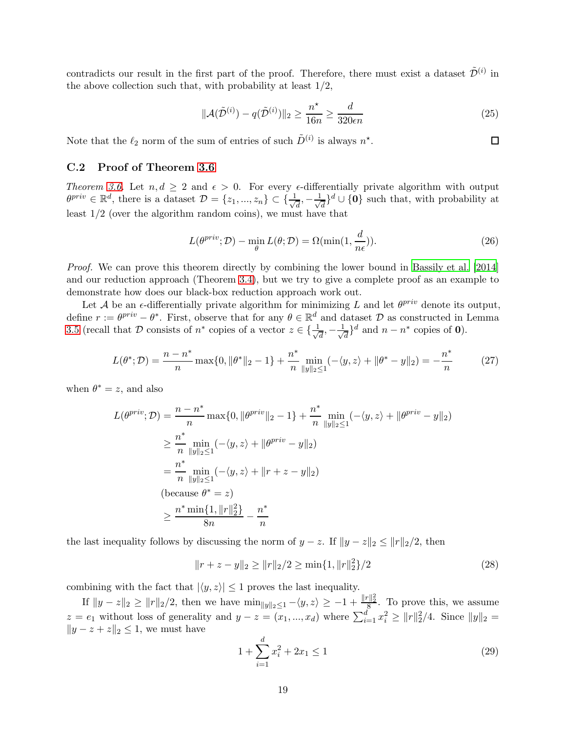contradicts our result in the first part of the proof. Therefore, there must exist a dataset $\tilde{\mathcal{D}}^{(i)}$ in the above collection such that, with probability at least 1/2,

$$\|\mathcal{A}(\tilde{\mathcal{D}}^{(i)}) - q(\tilde{\mathcal{D}}^{(i)})\|_2 \geq \frac{n^\star}{16n} \geq \frac{d}{320\epsilon n} \tag{25}$$

Note that the $\ell_2$ norm of the sum of entries of such $\tilde{D}^{(i)}$ is always $n^\star$. ☐

## C.2 Proof of Theorem 3.6

*Theorem 3.6.* Let $n, d \geq 2$ and $\epsilon > 0$. For every $\epsilon$-differentially private algorithm with output $\theta^{priv} \in \mathbb{R}^d$, there is a dataset $\mathcal{D} = \{z_1, ..., z_n\} \subset \{\frac{1}{\sqrt{d}}, -\frac{1}{\sqrt{d}}\}^d \cup \{\mathbf{0}\}$ such that, with probability at least 1/2 (over the algorithm random coins), we must have that

$$L(\theta^{priv}; \mathcal{D}) - \min_\theta L(\theta; \mathcal{D}) = \Omega(\min(1, \frac{d}{n\epsilon})). \tag{26}$$

*Proof.* We can prove this theorem directly by combining the lower bound in Bassily et al. [2014] and our reduction approach (Theorem 3.4), but we try to give a complete proof as an example to demonstrate how does our black-box reduction approach work out.

Let $\mathcal{A}$ be an $\epsilon$-differentially private algorithm for minimizing $L$ and let $\theta^{priv}$ denote its output, define $r := \theta^{priv} - \theta^*$. First, observe that for any $\theta \in \mathbb{R}^d$ and dataset $\mathcal{D}$ as constructed in Lemma 3.5 (recall that $\mathcal{D}$ consists of $n^*$ copies of a vector $z \in \{\frac{1}{\sqrt{d}}, -\frac{1}{\sqrt{d}}\}^d$ and $n - n^*$ copies of $\mathbf{0}$).

$$L(\theta^*; \mathcal{D}) = \frac{n - n^*}{n} \max\{0, \|\theta^*\|_2 - 1\} + \frac{n^*}{n} \min_{\|y\|_2 \leq 1} (-\langle y, z\rangle + \|\theta^* - y\|_2) = -\frac{n^*}{n} \tag{27}$$

when $\theta^* = z$, and also

$$\begin{aligned}
L(\theta^{priv}; \mathcal{D}) &= \frac{n - n^*}{n} \max\{0, \|\theta^{priv}\|_2 - 1\} + \frac{n^*}{n} \min_{\|y\|_2 \leq 1} (-\langle y, z\rangle + \|\theta^{priv} - y\|_2) \\
&\geq \frac{n^*}{n} \min_{\|y\|_2 \leq 1} (-\langle y, z\rangle + \|\theta^{priv} - y\|_2) \\
&= \frac{n^*}{n} \min_{\|y\|_2 \leq 1} (-\langle y, z\rangle + \|r + z - y\|_2) \\
&\text{(because } \theta^* = z) \\
&\geq \frac{n^* \min\{1, \|r\|_2^2\}}{8n} - \frac{n^*}{n}
\end{aligned}$$

the last inequality follows by discussing the norm of $y - z$. If $\|y - z\|_2 \leq \|r\|_2/2$, then

$$\|r + z - y\|_2 \geq \|r\|_2/2 \geq \min\{1, \|r\|_2^2\}/2 \tag{28}$$

combining with the fact that $|\langle y, z\rangle| \leq 1$ proves the last inequality.

If $\|y - z\|_2 \geq \|r\|_2/2$, then we have $\min_{\|y\|_2 \leq 1} -\langle y, z\rangle \geq -1 + \frac{\|r\|_2^2}{8}$. To prove this, we assume $z = e_1$ without loss of generality and $y - z = (x_1, ..., x_d)$ where $\sum_{i=1}^d x_i^2 \geq \|r\|_2^2/4$. Since $\|y\|_2 = \|y - z + z\|_2 \leq 1$, we must have

$$1 + \sum_{i=1}^d x_i^2 + 2x_1 \leq 1 \tag{29}$$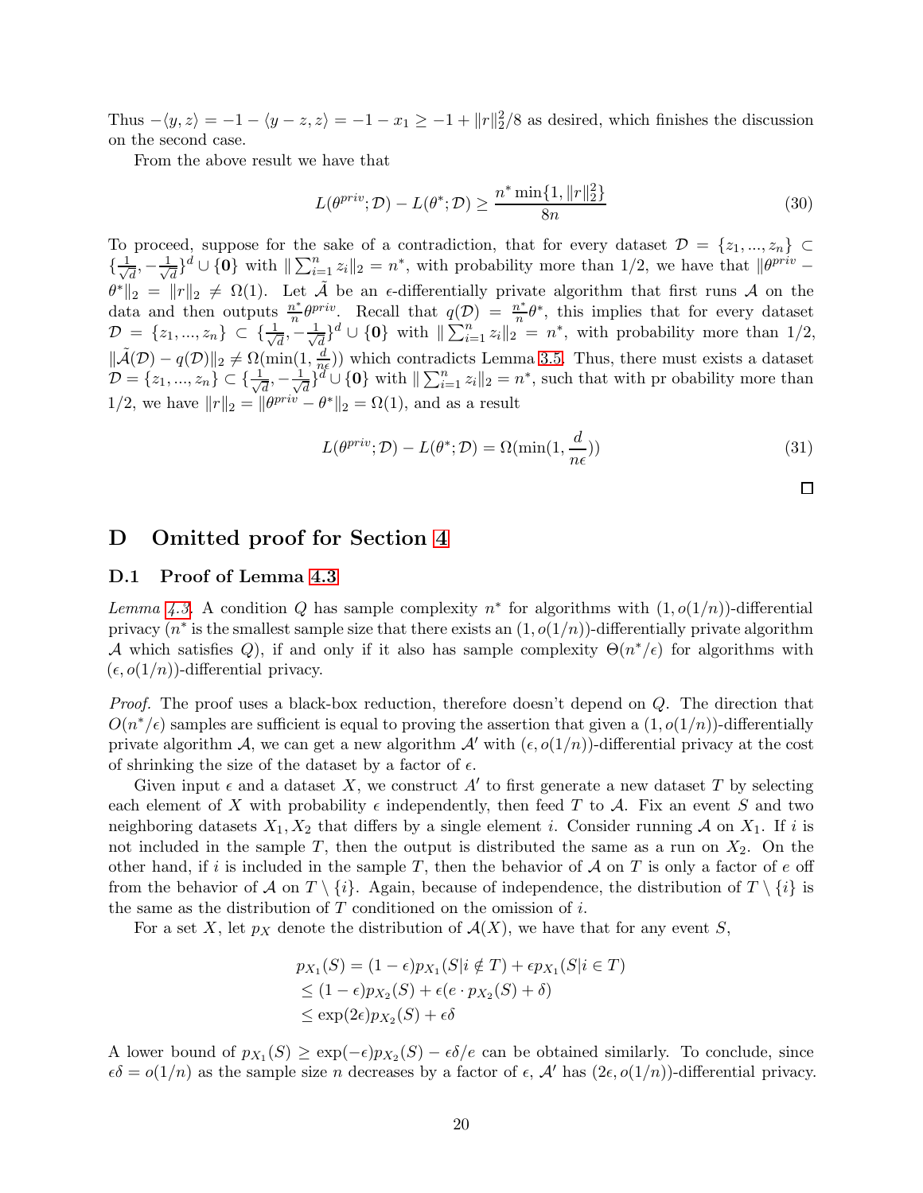Thus $-\langle y, z\rangle = -1 - \langle y - z, z\rangle = -1 - x_1 \geq -1 + \|r\|_2^2/8$ as desired, which finishes the discussion on the second case.

From the above result we have that

$$L(\theta^{priv}; \mathcal{D}) - L(\theta^*; \mathcal{D}) \geq \frac{n^* \min\{1, \|r\|_2^2\}}{8n} \tag{30}$$

To proceed, suppose for the sake of a contradiction, that for every dataset $\mathcal{D} = \{z_1, ..., z_n\} \subset \{\frac{1}{\sqrt{d}}, -\frac{1}{\sqrt{d}}\}^d \cup \{\mathbf{0}\}$ with $\|\sum_{i=1}^n z_i\|_2 = n^*$, with probability more than 1/2, we have that $\|\theta^{priv} - \theta^*\|_2 = \|r\|_2 \neq \Omega(1)$. Let $\tilde{\mathcal{A}}$ be an $\epsilon$-differentially private algorithm that first runs $\mathcal{A}$ on the data and then outputs $\frac{n^*}{n}\theta^{priv}$. Recall that $q(\mathcal{D}) = \frac{n^*}{n}\theta^*$, this implies that for every dataset $\mathcal{D} = \{z_1, ..., z_n\} \subset \{\frac{1}{\sqrt{d}}, -\frac{1}{\sqrt{d}}\}^d \cup \{\mathbf{0}\}$ with $\|\sum_{i=1}^n z_i\|_2 = n^*$, with probability more than 1/2, $\|\tilde{\mathcal{A}}(\mathcal{D}) - q(\mathcal{D})\|_2 \neq \Omega(\min(1, \frac{d}{n\epsilon}))$ which contradicts Lemma 3.5. Thus, there must exists a dataset $\mathcal{D} = \{z_1, ..., z_n\} \subset \{\frac{1}{\sqrt{d}}, -\frac{1}{\sqrt{d}}\}^d \cup \{\mathbf{0}\}$ with $\|\sum_{i=1}^n z_i\|_2 = n^*$, such that with pr obability more than 1/2, we have $\|r\|_2 = \|\theta^{priv} - \theta^*\|_2 = \Omega(1)$, and as a result

$$L(\theta^{priv}; \mathcal{D}) - L(\theta^*; \mathcal{D}) = \Omega(\min(1, \frac{d}{n\epsilon})) \tag{31}$$

□

# D Omitted proof for Section 4

## D.1 Proof of Lemma 4.3

*Lemma 4.3.* A condition $Q$ has sample complexity $n^*$ for algorithms with $(1, o(1/n))$-differential privacy ($n^*$ is the smallest sample size that there exists an $(1, o(1/n))$-differentially private algorithm $\mathcal{A}$ which satisfies $Q$), if and only if it also has sample complexity $\Theta(n^*/\epsilon)$ for algorithms with $(\epsilon, o(1/n))$-differential privacy.

*Proof.* The proof uses a black-box reduction, therefore doesn't depend on $Q$. The direction that $O(n^*/\epsilon)$ samples are sufficient is equal to proving the assertion that given a $(1, o(1/n))$-differentially private algorithm $\mathcal{A}$, we can get a new algorithm $\mathcal{A}'$ with $(\epsilon, o(1/n))$-differential privacy at the cost of shrinking the size of the dataset by a factor of $\epsilon$.

Given input $\epsilon$ and a dataset $X$, we construct $A'$ to first generate a new dataset $T$ by selecting each element of $X$ with probability $\epsilon$ independently, then feed $T$ to $\mathcal{A}$. Fix an event $S$ and two neighboring datasets $X_1, X_2$ that differs by a single element $i$. Consider running $\mathcal{A}$ on $X_1$. If $i$ is not included in the sample $T$, then the output is distributed the same as a run on $X_2$. On the other hand, if $i$ is included in the sample $T$, then the behavior of $\mathcal{A}$ on $T$ is only a factor of $e$ off from the behavior of $\mathcal{A}$ on $T \setminus \{i\}$. Again, because of independence, the distribution of $T \setminus \{i\}$ is the same as the distribution of $T$ conditioned on the omission of $i$.

For a set $X$, let $p_X$ denote the distribution of $\mathcal{A}(X)$, we have that for any event $S$,

$$\begin{aligned}
p_{X_1}(S) &= (1-\epsilon)p_{X_1}(S|i \notin T) + \epsilon p_{X_1}(S|i \in T) \\
&\leq (1-\epsilon)p_{X_2}(S) + \epsilon(e \cdot p_{X_2}(S) + \delta) \\
&\leq \exp(2\epsilon)p_{X_2}(S) + \epsilon\delta
\end{aligned}$$

A lower bound of $p_{X_1}(S) \geq \exp(-\epsilon)p_{X_2}(S) - \epsilon\delta/e$ can be obtained similarly. To conclude, since $\epsilon\delta = o(1/n)$ as the sample size $n$ decreases by a factor of $\epsilon$, $\mathcal{A}'$ has $(2\epsilon, o(1/n))$-differential privacy.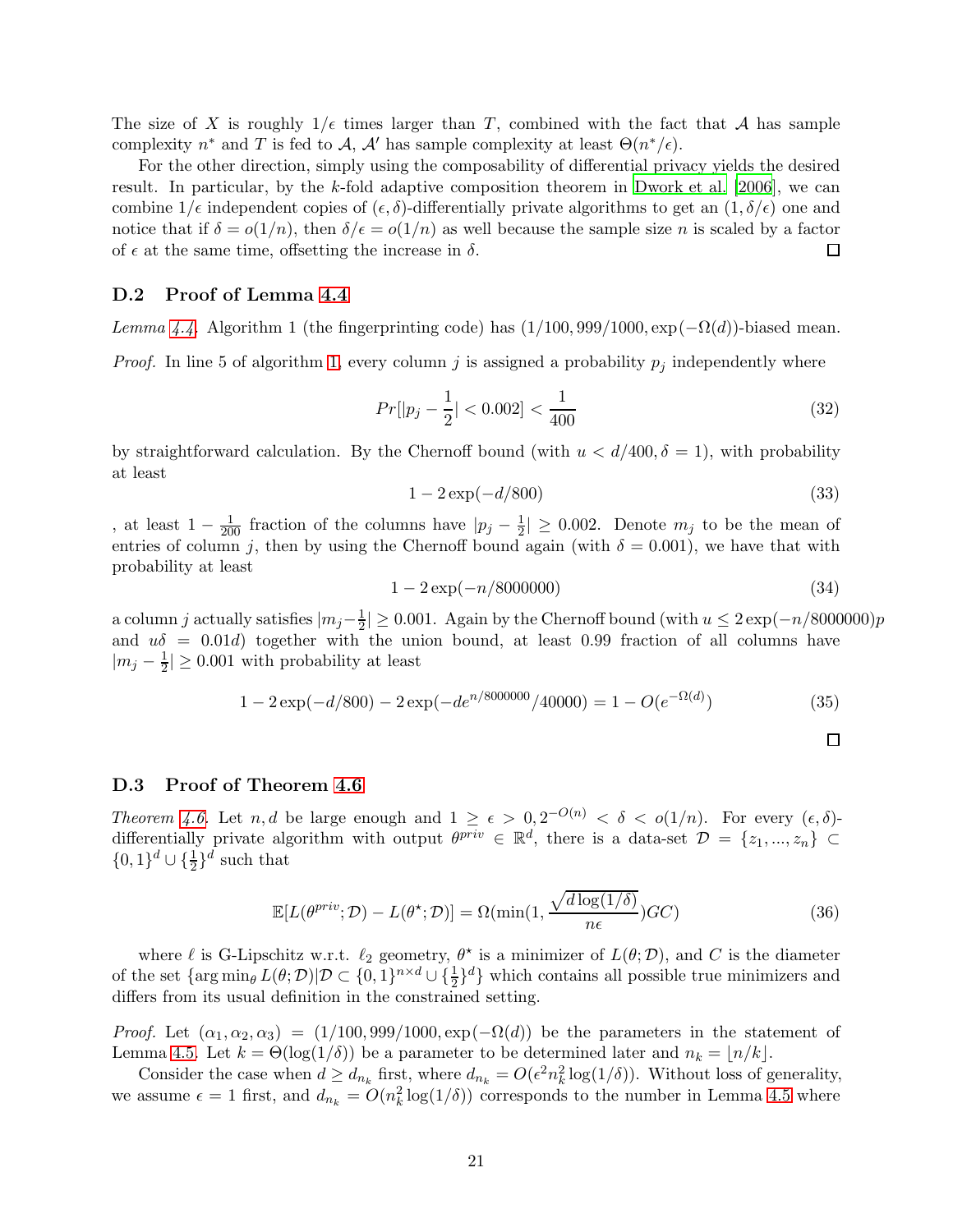The size of $X$ is roughly $1/\epsilon$ times larger than $T$, combined with the fact that $\mathcal{A}$ has sample complexity $n^*$ and $T$ is fed to $\mathcal{A}$, $\mathcal{A}'$ has sample complexity at least $\Theta(n^*/\epsilon)$.

For the other direction, simply using the composability of differential privacy yields the desired result. In particular, by the $k$-fold adaptive composition theorem in Dwork et al. [2006], we can combine $1/\epsilon$ independent copies of $(\epsilon, \delta)$-differentially private algorithms to get an $(1, \delta/\epsilon)$ one and notice that if $\delta = o(1/n)$, then $\delta/\epsilon = o(1/n)$ as well because the sample size $n$ is scaled by a factor of $\epsilon$ at the same time, offsetting the increase in $\delta$. □

### D.2 Proof of Lemma 4.4

*Lemma 4.4.* Algorithm 1 (the fingerprinting code) has $(1/100, 999/1000, \exp(-\Omega(d))$-biased mean.

*Proof.* In line 5 of algorithm 1, every column $j$ is assigned a probability $p_j$ independently where

$$Pr[|p_j - \frac{1}{2}| < 0.002] < \frac{1}{400} \tag{32}$$

by straightforward calculation. By the Chernoff bound (with $u < d/400, \delta = 1$), with probability at least

$$1 - 2\exp(-d/800) \tag{33}$$

, at least $1 - \frac{1}{200}$ fraction of the columns have $|p_j - \frac{1}{2}| \geq 0.002$. Denote $m_j$ to be the mean of entries of column $j$, then by using the Chernoff bound again (with $\delta = 0.001$), we have that with probability at least

$$1 - 2\exp(-n/8000000) \tag{34}$$

a column $j$ actually satisfies $|m_j - \frac{1}{2}| \geq 0.001$. Again by the Chernoff bound (with $u \leq 2\exp(-n/8000000)p$ and $u\delta = 0.01d$) together with the union bound, at least 0.99 fraction of all columns have $|m_j - \frac{1}{2}| \geq 0.001$ with probability at least

$$1 - 2\exp(-d/800) - 2\exp(-de^{n/8000000}/40000) = 1 - O(e^{-\Omega(d)}) \tag{35}$$

□

### D.3 Proof of Theorem 4.6

*Theorem 4.6.* Let $n, d$ be large enough and $1 \geq \epsilon > 0, 2^{-O(n)} < \delta < o(1/n)$. For every $(\epsilon, \delta)$-differentially private algorithm with output $\theta^{priv} \in \mathbb{R}^d$, there is a data-set $\mathcal{D} = \{z_1, ..., z_n\} \subset \{0,1\}^d \cup \{\frac{1}{2}\}^d$ such that

$$\mathbb{E}[L(\theta^{priv}; \mathcal{D}) - L(\theta^\star; \mathcal{D})] = \Omega(\min(1, \frac{\sqrt{d\log(1/\delta)}}{n\epsilon})GC) \tag{36}$$

where $\ell$ is G-Lipschitz w.r.t. $\ell_2$ geometry, $\theta^\star$ is a minimizer of $L(\theta; \mathcal{D})$, and $C$ is the diameter of the set $\{\arg\min_\theta L(\theta; \mathcal{D}) | \mathcal{D} \subset \{0,1\}^{n\times d} \cup \{\frac{1}{2}\}^d\}$ which contains all possible true minimizers and differs from its usual definition in the constrained setting.

*Proof.* Let $(\alpha_1, \alpha_2, \alpha_3) = (1/100, 999/1000, \exp(-\Omega(d))$ be the parameters in the statement of Lemma 4.5. Let $k = \Theta(\log(1/\delta))$ be a parameter to be determined later and $n_k = \lfloor n/k \rfloor$.

Consider the case when $d \geq d_{n_k}$ first, where $d_{n_k} = O(\epsilon^2 n_k^2 \log(1/\delta))$. Without loss of generality, we assume $\epsilon = 1$ first, and $d_{n_k} = O(n_k^2 \log(1/\delta))$ corresponds to the number in Lemma 4.5 where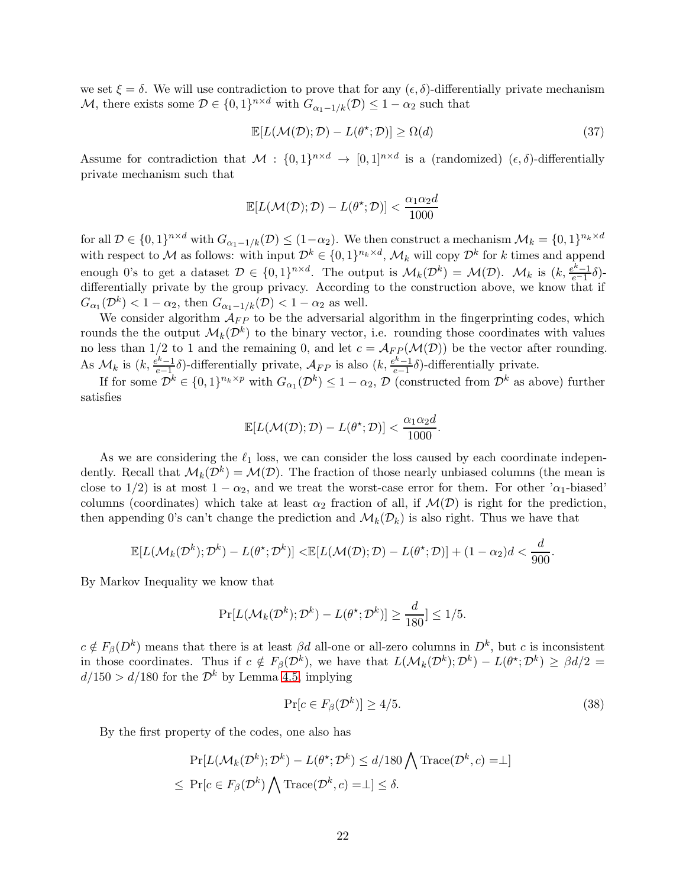we set $\xi = \delta$. We will use contradiction to prove that for any $(\epsilon, \delta)$-differentially private mechanism $\mathcal{M}$, there exists some $\mathcal{D} \in \{0,1\}^{n \times d}$ with $G_{\alpha_1 - 1/k}(\mathcal{D}) \leq 1 - \alpha_2$ such that

$$\mathbb{E}[L(\mathcal{M}(\mathcal{D}); \mathcal{D}) - L(\theta^\star; \mathcal{D})] \geq \Omega(d) \tag{37}$$

Assume for contradiction that $\mathcal{M} : \{0,1\}^{n \times d} \to [0,1]^{n \times d}$ is a (randomized) $(\epsilon, \delta)$-differentially private mechanism such that

$$\mathbb{E}[L(\mathcal{M}(\mathcal{D}); \mathcal{D}) - L(\theta^\star; \mathcal{D})] < \frac{\alpha_1 \alpha_2 d}{1000}$$

for all $\mathcal{D} \in \{0,1\}^{n \times d}$ with $G_{\alpha_1 - 1/k}(\mathcal{D}) \leq (1 - \alpha_2)$. We then construct a mechanism $\mathcal{M}_k = \{0,1\}^{n_k \times d}$ with respect to $\mathcal{M}$ as follows: with input $\mathcal{D}^k \in \{0,1\}^{n_k \times d}$, $\mathcal{M}_k$ will copy $\mathcal{D}^k$ for $k$ times and append enough 0's to get a dataset $\mathcal{D} \in \{0,1\}^{n \times d}$. The output is $\mathcal{M}_k(\mathcal{D}^k) = \mathcal{M}(\mathcal{D})$. $\mathcal{M}_k$ is $(k, \frac{e^k - 1}{e - 1}\delta)$-differentially private by the group privacy. According to the construction above, we know that if $G_{\alpha_1}(\mathcal{D}^k) < 1 - \alpha_2$, then $G_{\alpha_1 - 1/k}(\mathcal{D}) < 1 - \alpha_2$ as well.

We consider algorithm $\mathcal{A}_{FP}$ to be the adversarial algorithm in the fingerprinting codes, which rounds the the output $\mathcal{M}_k(\mathcal{D}^k)$ to the binary vector, i.e. rounding those coordinates with values no less than 1/2 to 1 and the remaining 0, and let $c = \mathcal{A}_{FP}(\mathcal{M}(\mathcal{D}))$ be the vector after rounding. As $\mathcal{M}_k$ is $(k, \frac{e^k - 1}{e - 1}\delta)$-differentially private, $\mathcal{A}_{FP}$ is also $(k, \frac{e^k - 1}{e - 1}\delta)$-differentially private.

If for some $\mathcal{D}^k \in \{0,1\}^{n_k \times p}$ with $G_{\alpha_1}(\mathcal{D}^k) \leq 1 - \alpha_2$, $\mathcal{D}$ (constructed from $\mathcal{D}^k$ as above) further satisfies

$$\mathbb{E}[L(\mathcal{M}(\mathcal{D}); \mathcal{D}) - L(\theta^\star; \mathcal{D})] < \frac{\alpha_1 \alpha_2 d}{1000}.$$

As we are considering the $\ell_1$ loss, we can consider the loss caused by each coordinate independently. Recall that $\mathcal{M}_k(\mathcal{D}^k) = \mathcal{M}(\mathcal{D})$. The fraction of those nearly unbiased columns (the mean is close to 1/2) is at most $1 - \alpha_2$, and we treat the worst-case error for them. For other '$\alpha_1$-biased' columns (coordinates) which take at least $\alpha_2$ fraction of all, if $\mathcal{M}(\mathcal{D})$ is right for the prediction, then appending 0's can't change the prediction and $\mathcal{M}_k(\mathcal{D}_k)$ is also right. Thus we have that

$$\mathbb{E}[L(\mathcal{M}_k(\mathcal{D}^k); \mathcal{D}^k) - L(\theta^\star; \mathcal{D}^k)] < \mathbb{E}[L(\mathcal{M}(\mathcal{D}); \mathcal{D}) - L(\theta^\star; \mathcal{D})] + (1 - \alpha_2)d < \frac{d}{900}.$$

By Markov Inequality we know that

$$\Pr[L(\mathcal{M}_k(\mathcal{D}^k); \mathcal{D}^k) - L(\theta^\star; \mathcal{D}^k)] \geq \frac{d}{180}] \leq 1/5.$$

$c \notin F_\beta(D^k)$ means that there is at least $\beta d$ all-one or all-zero columns in $D^k$, but $c$ is inconsistent in those coordinates. Thus if $c \notin F_\beta(\mathcal{D}^k)$, we have that $L(\mathcal{M}_k(\mathcal{D}^k); \mathcal{D}^k) - L(\theta^\star; \mathcal{D}^k) \geq \beta d/2 = d/150 > d/180$ for the $\mathcal{D}^k$ by Lemma 4.5, implying

$$\Pr[c \in F_\beta(\mathcal{D}^k)] \geq 4/5. \tag{38}$$

By the first property of the codes, one also has

$$\begin{aligned}
&\Pr[L(\mathcal{M}_k(\mathcal{D}^k); \mathcal{D}^k) - L(\theta^\star; \mathcal{D}^k) \leq d/180 \bigwedge \mathrm{Trace}(\mathcal{D}^k, c) = \perp] \\
\leq\; &\Pr[c \in F_\beta(\mathcal{D}^k) \bigwedge \mathrm{Trace}(\mathcal{D}^k, c) = \perp] \leq \delta.
\end{aligned}$$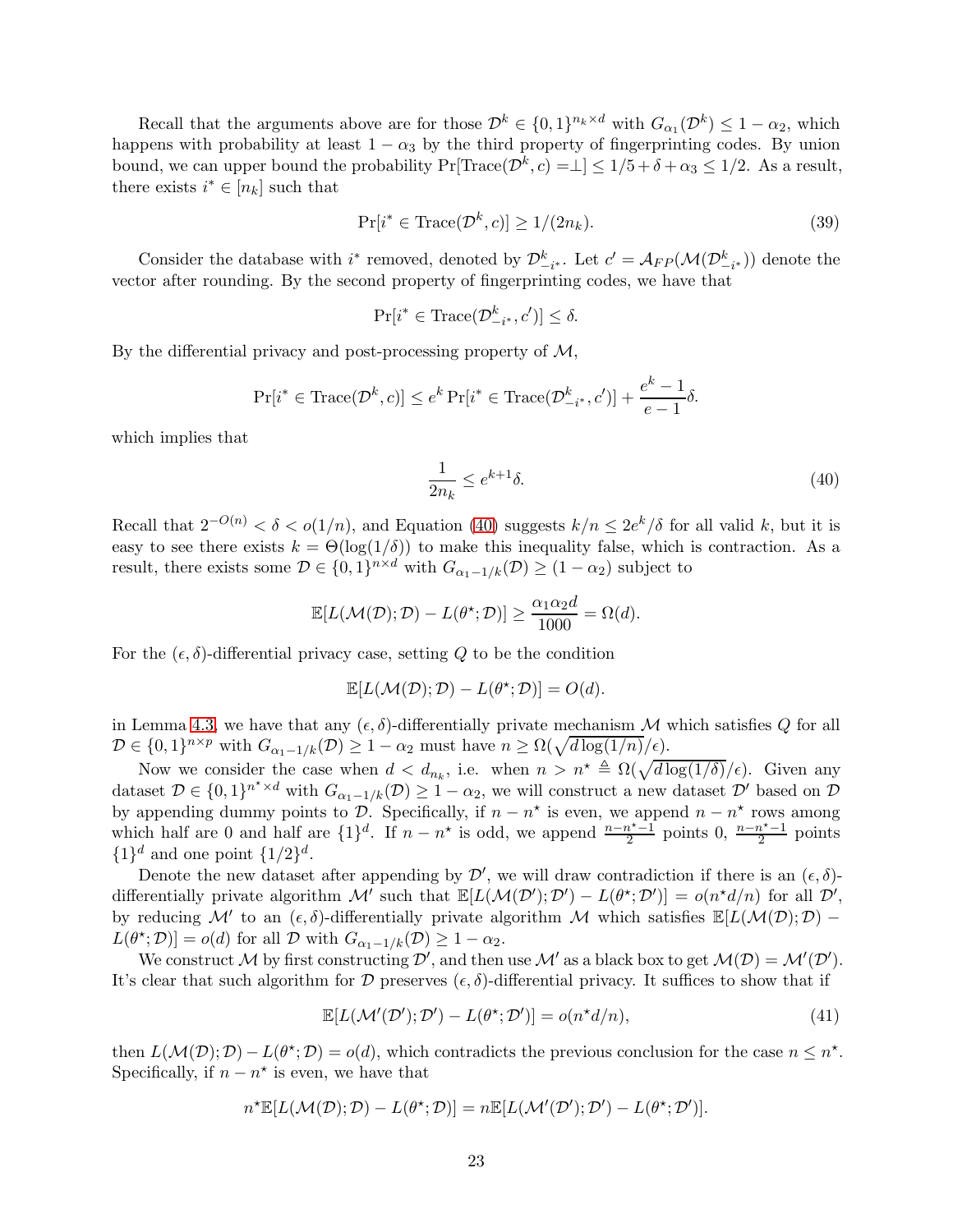Recall that the arguments above are for those $\mathcal{D}^k \in \{0,1\}^{n_k \times d}$ with $G_{\alpha_1}(\mathcal{D}^k) \le 1 - \alpha_2$, which happens with probability at least $1 - \alpha_3$ by the third property of fingerprinting codes. By union bound, we can upper bound the probability $\Pr[\text{Trace}(\mathcal{D}^k, c) = \perp] \le 1/5 + \delta + \alpha_3 \le 1/2$. As a result, there exists $i^* \in [n_k]$ such that

$$\Pr[i^* \in \text{Trace}(\mathcal{D}^k, c)] \ge 1/(2n_k). \tag{39}$$

Consider the database with $i^*$ removed, denoted by $\mathcal{D}^k_{-i^*}$. Let $c' = \mathcal{A}_{FP}(\mathcal{M}(\mathcal{D}^k_{-i^*}))$ denote the vector after rounding. By the second property of fingerprinting codes, we have that

$$\Pr[i^* \in \text{Trace}(\mathcal{D}^k_{-i^*}, c')] \le \delta.$$

By the differential privacy and post-processing property of $\mathcal{M}$,

$$\Pr[i^* \in \text{Trace}(\mathcal{D}^k, c)] \le e^k \Pr[i^* \in \text{Trace}(\mathcal{D}^k_{-i^*}, c')] + \frac{e^k - 1}{e - 1}\delta.$$

which implies that

$$\frac{1}{2n_k} \le e^{k+1}\delta. \tag{40}$$

Recall that $2^{-O(n)} < \delta < o(1/n)$, and Equation (40) suggests $k/n \le 2e^k/\delta$ for all valid $k$, but it is easy to see there exists $k = \Theta(\log(1/\delta))$ to make this inequality false, which is contraction. As a result, there exists some $\mathcal{D} \in \{0,1\}^{n \times d}$ with $G_{\alpha_1 - 1/k}(\mathcal{D}) \ge (1 - \alpha_2)$ subject to

$$\mathbb{E}[L(\mathcal{M}(\mathcal{D}); \mathcal{D}) - L(\theta^\star; \mathcal{D})] \ge \frac{\alpha_1 \alpha_2 d}{1000} = \Omega(d).$$

For the $(\epsilon, \delta)$-differential privacy case, setting $Q$ to be the condition

$$\mathbb{E}[L(\mathcal{M}(\mathcal{D}); \mathcal{D}) - L(\theta^\star; \mathcal{D})] = O(d).$$

in Lemma 4.3, we have that any $(\epsilon, \delta)$-differentially private mechanism $\mathcal{M}$ which satisfies $Q$ for all $\mathcal{D} \in \{0,1\}^{n \times p}$ with $G_{\alpha_1 - 1/k}(\mathcal{D}) \ge 1 - \alpha_2$ must have $n \ge \Omega(\sqrt{d \log(1/n)}/\epsilon)$.

Now we consider the case when $d < d_{n_k}$, i.e. when $n > n^\star \triangleq \Omega(\sqrt{d \log(1/\delta)}/\epsilon)$. Given any dataset $\mathcal{D} \in \{0,1\}^{n^\star \times d}$ with $G_{\alpha_1 - 1/k}(\mathcal{D}) \ge 1 - \alpha_2$, we will construct a new dataset $\mathcal{D}'$ based on $\mathcal{D}$ by appending dummy points to $\mathcal{D}$. Specifically, if $n - n^\star$ is even, we append $n - n^\star$ rows among which half are 0 and half are $\{1\}^d$. If $n - n^\star$ is odd, we append $\frac{n - n^\star - 1}{2}$ points 0, $\frac{n - n^\star - 1}{2}$ points $\{1\}^d$ and one point $\{1/2\}^d$.

Denote the new dataset after appending by $\mathcal{D}'$, we will draw contradiction if there is an $(\epsilon, \delta)$-differentially private algorithm $\mathcal{M}'$ such that $\mathbb{E}[L(\mathcal{M}(\mathcal{D}'); \mathcal{D}') - L(\theta^\star; \mathcal{D}')] = o(n^\star d/n)$ for all $\mathcal{D}'$, by reducing $\mathcal{M}'$ to an $(\epsilon, \delta)$-differentially private algorithm $\mathcal{M}$ which satisfies $\mathbb{E}[L(\mathcal{M}(\mathcal{D}); \mathcal{D}) - L(\theta^\star; \mathcal{D})] = o(d)$ for all $\mathcal{D}$ with $G_{\alpha_1 - 1/k}(\mathcal{D}) \ge 1 - \alpha_2$.

We construct $\mathcal{M}$ by first constructing $\mathcal{D}'$, and then use $\mathcal{M}'$ as a black box to get $\mathcal{M}(\mathcal{D}) = \mathcal{M}'(\mathcal{D}')$. It's clear that such algorithm for $\mathcal{D}$ preserves $(\epsilon, \delta)$-differential privacy. It suffices to show that if

$$\mathbb{E}[L(\mathcal{M}'(\mathcal{D}'); \mathcal{D}') - L(\theta^\star; \mathcal{D}')] = o(n^\star d/n), \tag{41}$$

then $L(\mathcal{M}(\mathcal{D}); \mathcal{D}) - L(\theta^\star; \mathcal{D}) = o(d)$, which contradicts the previous conclusion for the case $n \le n^\star$. Specifically, if $n - n^\star$ is even, we have that

$$n^\star \mathbb{E}[L(\mathcal{M}(\mathcal{D}); \mathcal{D}) - L(\theta^\star; \mathcal{D})] = n\mathbb{E}[L(\mathcal{M}'(\mathcal{D}'); \mathcal{D}') - L(\theta^\star; \mathcal{D}')].$$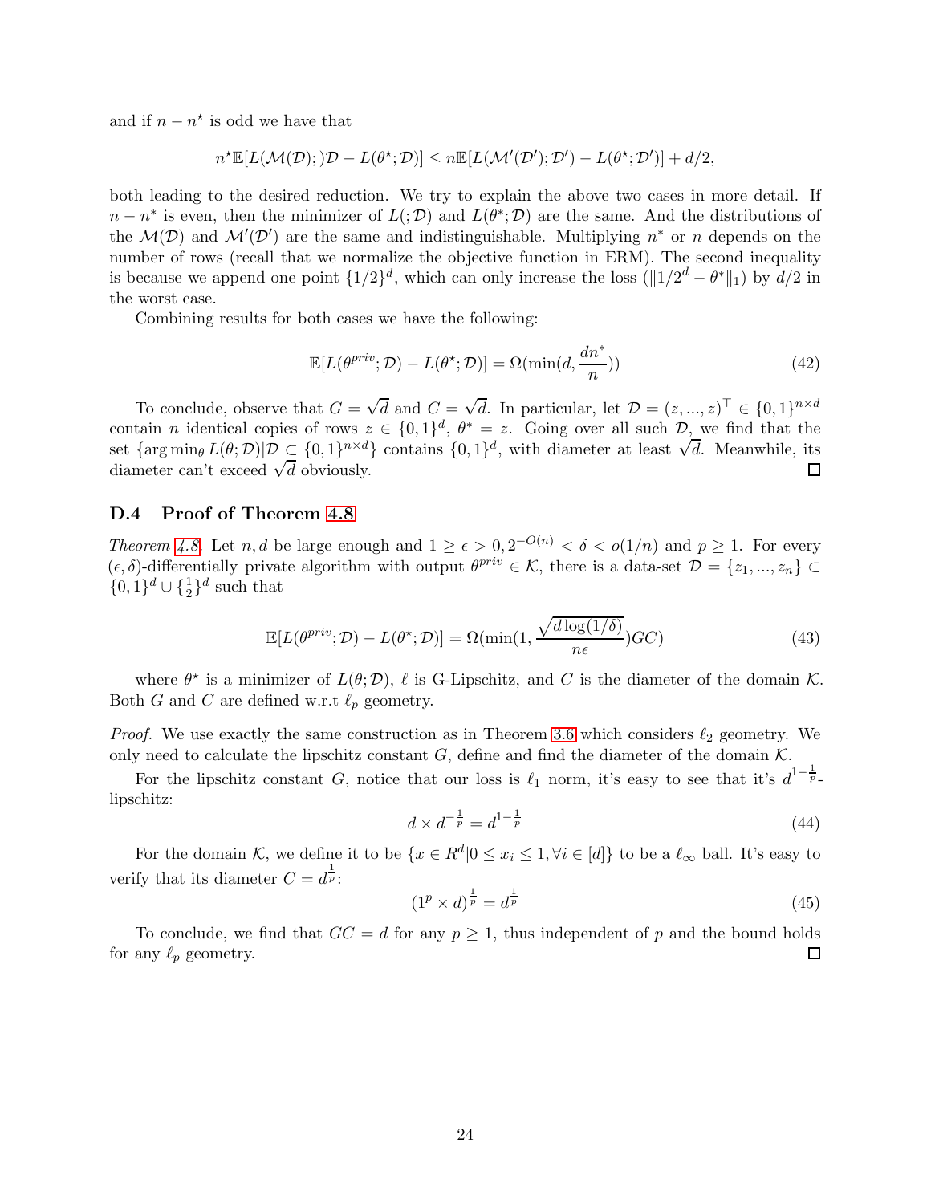and if $n - n^\star$ is odd we have that

$$n^\star \mathbb{E}[L(\mathcal{M}(\mathcal{D}); )\mathcal{D} - L(\theta^\star; \mathcal{D})] \leq n\mathbb{E}[L(\mathcal{M}'(\mathcal{D}'); \mathcal{D}') - L(\theta^\star; \mathcal{D}')] + d/2,$$

both leading to the desired reduction. We try to explain the above two cases in more detail. If $n - n^*$ is even, then the minimizer of $L(; \mathcal{D})$ and $L(\theta^*; \mathcal{D})$ are the same. And the distributions of the $\mathcal{M}(\mathcal{D})$ and $\mathcal{M}'(\mathcal{D}')$ are the same and indistinguishable. Multiplying $n^*$ or $n$ depends on the number of rows (recall that we normalize the objective function in ERM). The second inequality is because we append one point $\{1/2\}^d$, which can only increase the loss ($\|1/2^d - \theta^*\|_1$) by $d/2$ in the worst case.

Combining results for both cases we have the following:

$$\mathbb{E}[L(\theta^{priv}; \mathcal{D}) - L(\theta^\star; \mathcal{D})] = \Omega(\min(d, \frac{dn^*}{n})) \tag{42}$$

To conclude, observe that $G = \sqrt{d}$ and $C = \sqrt{d}$. In particular, let $\mathcal{D} = (z, ..., z)^\top \in \{0,1\}^{n \times d}$ contain $n$ identical copies of rows $z \in \{0,1\}^d$, $\theta^* = z$. Going over all such $\mathcal{D}$, we find that the set $\{\arg\min_\theta L(\theta; \mathcal{D}) | \mathcal{D} \subset \{0,1\}^{n \times d}\}$ contains $\{0,1\}^d$, with diameter at least $\sqrt{d}$. Meanwhile, its diameter can't exceed $\sqrt{d}$ obviously. □

### D.4 Proof of Theorem 4.8

*Theorem 4.8.* Let $n, d$ be large enough and $1 \geq \epsilon > 0, 2^{-O(n)} < \delta < o(1/n)$ and $p \geq 1$. For every $(\epsilon, \delta)$-differentially private algorithm with output $\theta^{priv} \in \mathcal{K}$, there is a data-set $\mathcal{D} = \{z_1, ..., z_n\} \subset \{0,1\}^d \cup \{\frac{1}{2}\}^d$ such that

$$\mathbb{E}[L(\theta^{priv}; \mathcal{D}) - L(\theta^\star; \mathcal{D})] = \Omega(\min(1, \frac{\sqrt{d\log(1/\delta)}}{n\epsilon})GC) \tag{43}$$

where $\theta^\star$ is a minimizer of $L(\theta; \mathcal{D})$, $\ell$ is G-Lipschitz, and $C$ is the diameter of the domain $\mathcal{K}$. Both $G$ and $C$ are defined w.r.t $\ell_p$ geometry.

*Proof.* We use exactly the same construction as in Theorem 3.6 which considers $\ell_2$ geometry. We only need to calculate the lipschitz constant $G$, define and find the diameter of the domain $\mathcal{K}$.

For the lipschitz constant $G$, notice that our loss is $\ell_1$ norm, it's easy to see that it's $d^{1-\frac{1}{p}}$-lipschitz:

$$d \times d^{-\frac{1}{p}} = d^{1-\frac{1}{p}} \tag{44}$$

For the domain $\mathcal{K}$, we define it to be $\{x \in R^d | 0 \leq x_i \leq 1, \forall i \in [d]\}$ to be a $\ell_\infty$ ball. It's easy to verify that its diameter $C = d^{\frac{1}{p}}$:

$$(1^p \times d)^{\frac{1}{p}} = d^{\frac{1}{p}} \tag{45}$$

To conclude, we find that $GC = d$ for any $p \geq 1$, thus independent of $p$ and the bound holds for any $\ell_p$ geometry. □